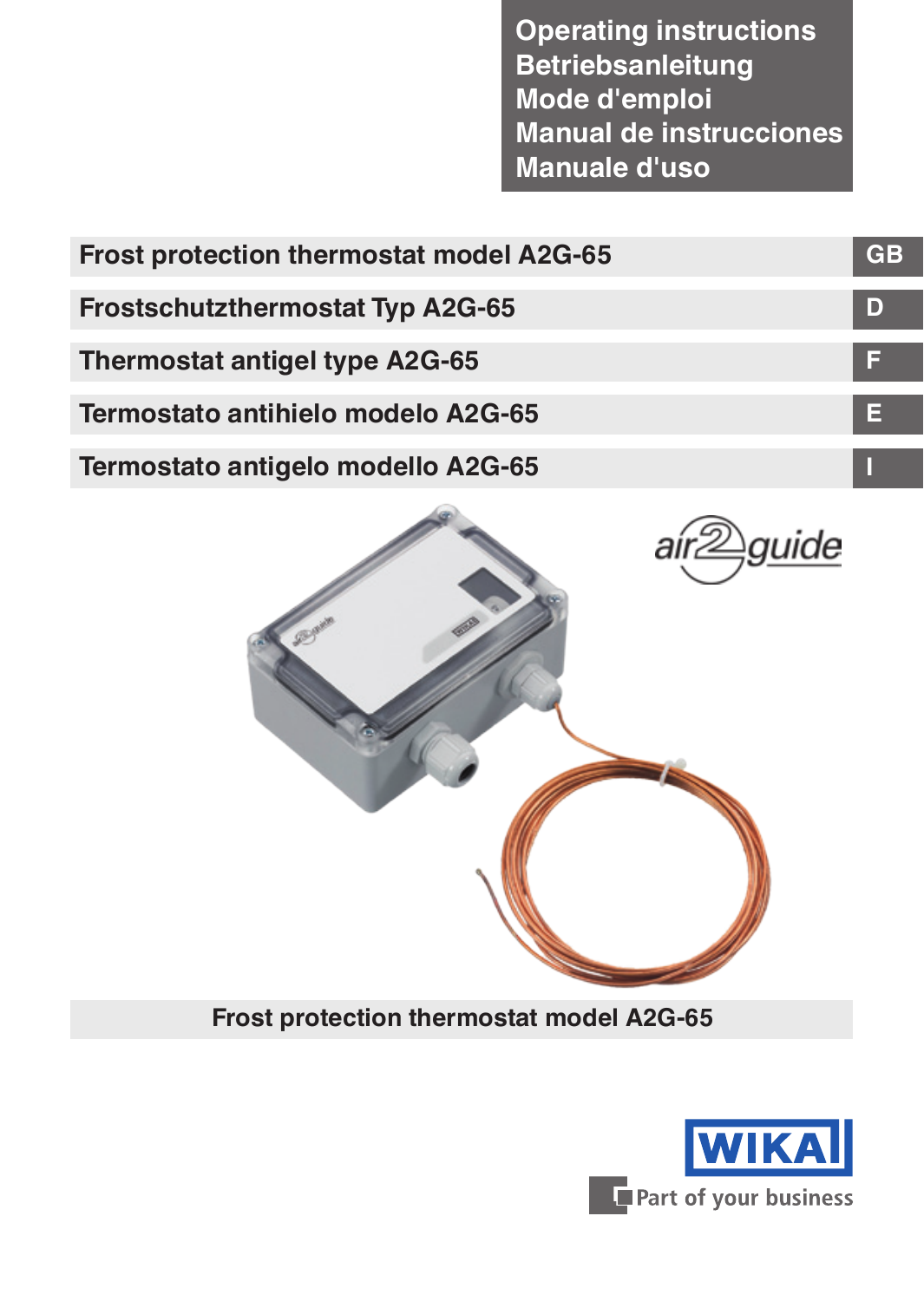Operating instructions
Betriebsanleitung
Mode d'emploi
Manual de instrucciones
Manuale d'uso

| | |
|---|---|
| **Frost protection thermostat model A2G-65** | **GB** |
| **Frostschutzthermostat Typ A2G-65** | **D** |
| **Thermostat antigel type A2G-65** | **F** |
| **Termostato antihielo modelo A2G-65** | **E** |
| **Termostato antigelo modello A2G-65** | **I** |

air2guide

**Frost protection thermostat model A2G-65**

WIKA

Part of your business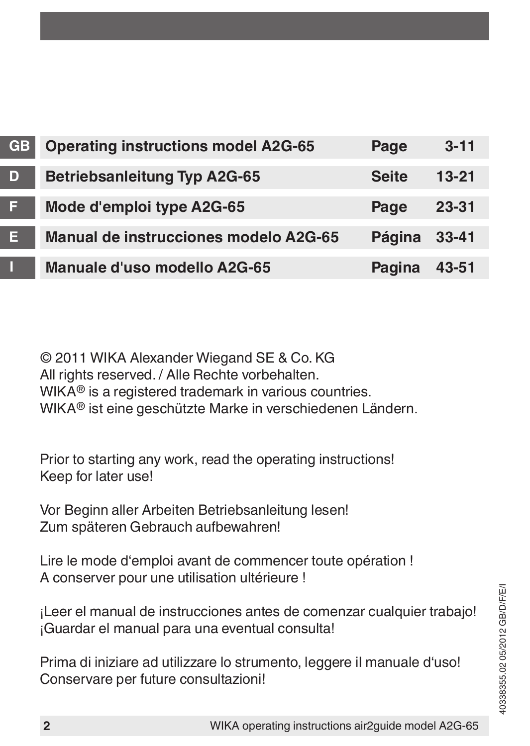| | | | |
|---|---|---|---|
| GB | **Operating instructions model A2G-65** | **Page** | **3-11** |
| D | **Betriebsanleitung Typ A2G-65** | **Seite** | **13-21** |
| F | **Mode d'emploi type A2G-65** | **Page** | **23-31** |
| E | **Manual de instrucciones modelo A2G-65** | **Página** | **33-41** |
| I | **Manuale d'uso modello A2G-65** | **Pagina** | **43-51** |

© 2011 WIKA Alexander Wiegand SE & Co. KG
All rights reserved. / Alle Rechte vorbehalten.
WIKA® is a registered trademark in various countries.
WIKA® ist eine geschützte Marke in verschiedenen Ländern.

Prior to starting any work, read the operating instructions!
Keep for later use!

Vor Beginn aller Arbeiten Betriebsanleitung lesen!
Zum späteren Gebrauch aufbewahren!

Lire le mode d'emploi avant de commencer toute opération !
A conserver pour une utilisation ultérieure !

¡Leer el manual de instrucciones antes de comenzar cualquier trabajo!
¡Guardar el manual para una eventual consulta!

Prima di iniziare ad utilizzare lo strumento, leggere il manuale d'uso!
Conservare per future consultazioni!

40338355.02 05/2012 GB/D/F/E/I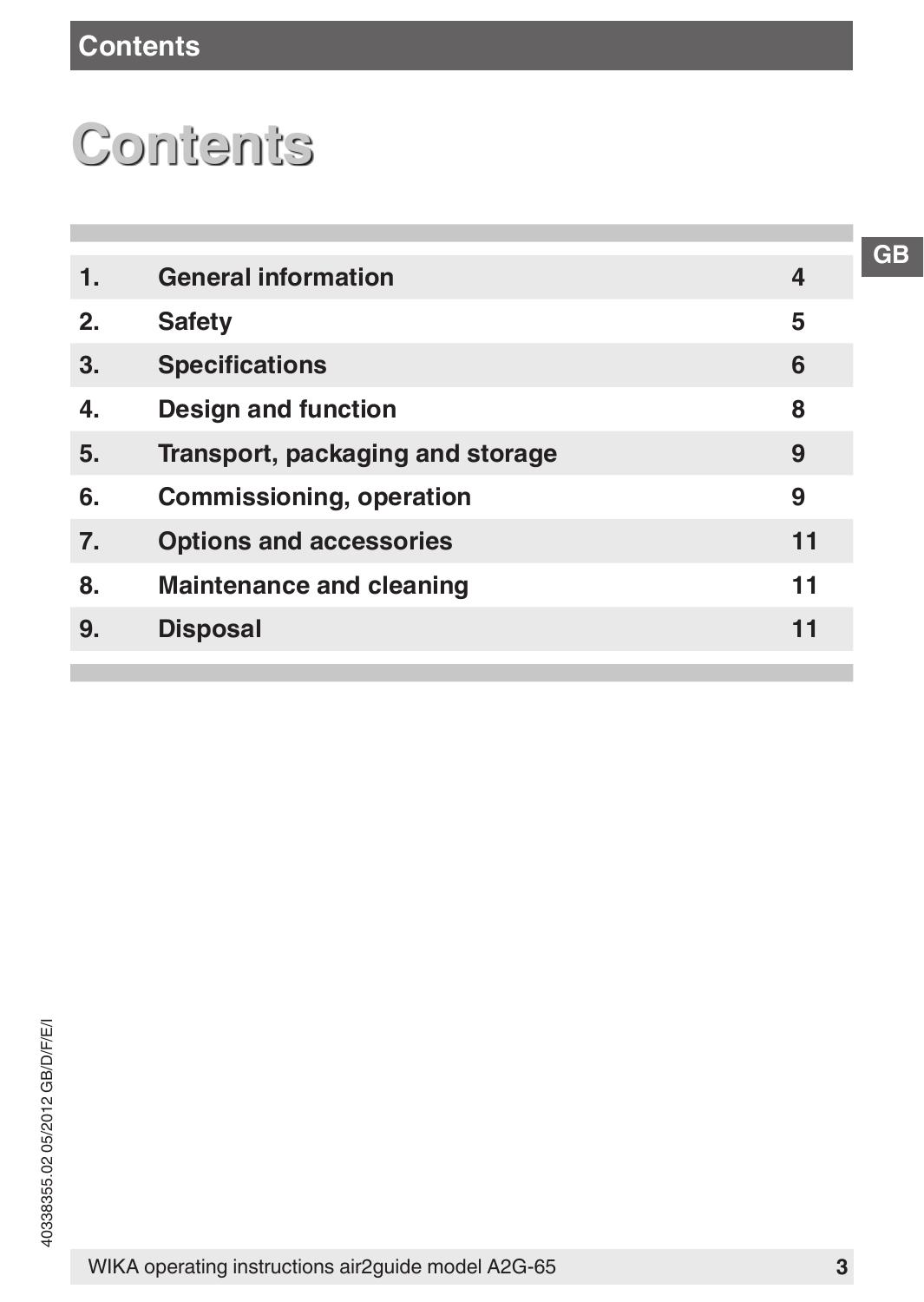# Contents

| | | |
|---|---|---|
| 1. | General information | 4 |
| 2. | Safety | 5 |
| 3. | Specifications | 6 |
| 4. | Design and function | 8 |
| 5. | Transport, packaging and storage | 9 |
| 6. | Commissioning, operation | 9 |
| 7. | Options and accessories | 11 |
| 8. | Maintenance and cleaning | 11 |
| 9. | Disposal | 11 |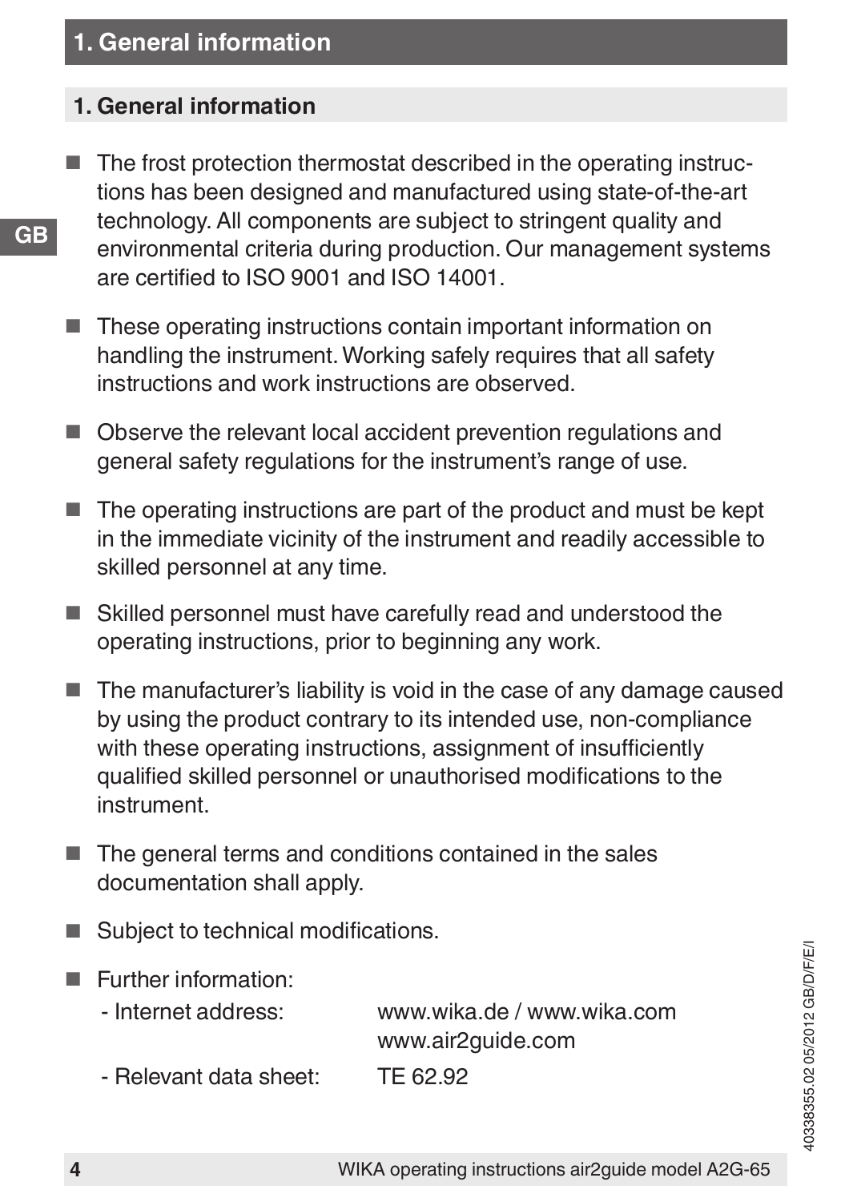## 1. General information

- The frost protection thermostat described in the operating instructions has been designed and manufactured using state-of-the-art technology. All components are subject to stringent quality and environmental criteria during production. Our management systems are certified to ISO 9001 and ISO 14001.

- These operating instructions contain important information on handling the instrument. Working safely requires that all safety instructions and work instructions are observed.

- Observe the relevant local accident prevention regulations and general safety regulations for the instrument's range of use.

- The operating instructions are part of the product and must be kept in the immediate vicinity of the instrument and readily accessible to skilled personnel at any time.

- Skilled personnel must have carefully read and understood the operating instructions, prior to beginning any work.

- The manufacturer's liability is void in the case of any damage caused by using the product contrary to its intended use, non-compliance with these operating instructions, assignment of insufficiently qualified skilled personnel or unauthorised modifications to the instrument.

- The general terms and conditions contained in the sales documentation shall apply.

- Subject to technical modifications.

- Further information:
  - Internet address: www.wika.de / www.wika.com, www.air2guide.com
  - Relevant data sheet: TE 62.92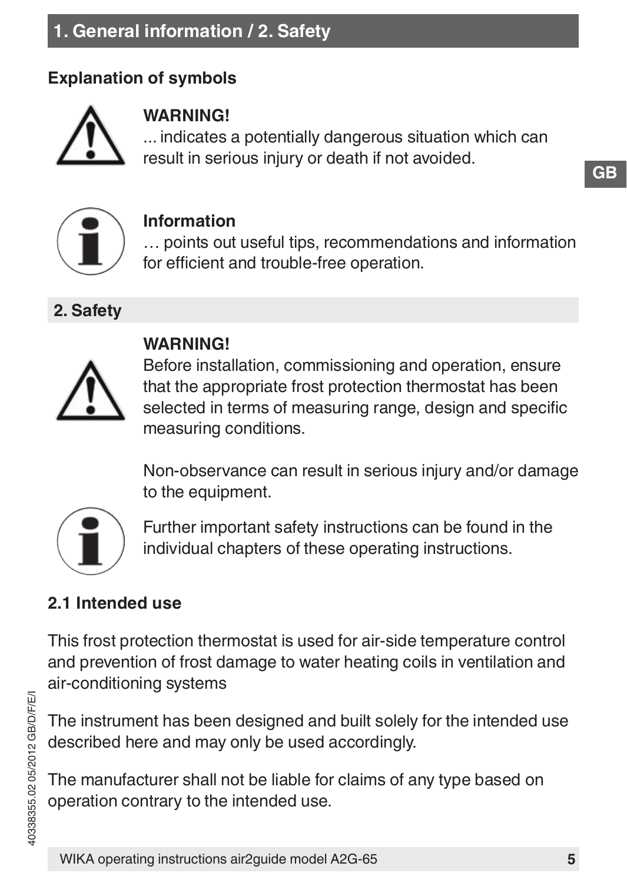# 1. General information / 2. Safety

### Explanation of symbols

**WARNING!**
... indicates a potentially dangerous situation which can result in serious injury or death if not avoided.

**Information**
… points out useful tips, recommendations and information for efficient and trouble-free operation.

## 2. Safety

**WARNING!**
Before installation, commissioning and operation, ensure that the appropriate frost protection thermostat has been selected in terms of measuring range, design and specific measuring conditions.

Non-observance can result in serious injury and/or damage to the equipment.

Further important safety instructions can be found in the individual chapters of these operating instructions.

### 2.1 Intended use

This frost protection thermostat is used for air-side temperature control and prevention of frost damage to water heating coils in ventilation and air-conditioning systems

The instrument has been designed and built solely for the intended use described here and may only be used accordingly.

The manufacturer shall not be liable for claims of any type based on operation contrary to the intended use.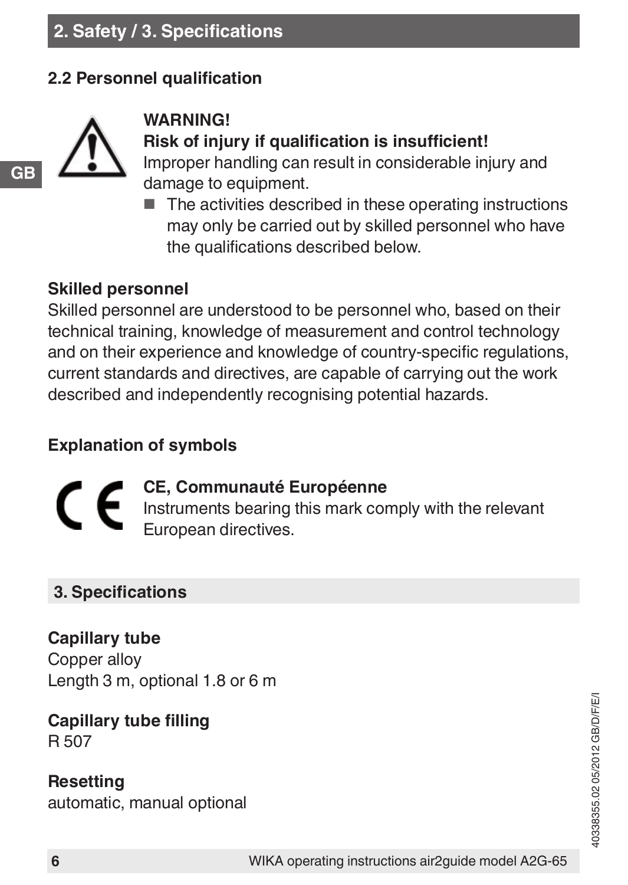## 2.2 Personnel qualification

**WARNING!**
**Risk of injury if qualification is insufficient!**
Improper handling can result in considerable injury and damage to equipment.

- The activities described in these operating instructions may only be carried out by skilled personnel who have the qualifications described below.

**Skilled personnel**
Skilled personnel are understood to be personnel who, based on their technical training, knowledge of measurement and control technology and on their experience and knowledge of country-specific regulations, current standards and directives, are capable of carrying out the work described and independently recognising potential hazards.

### Explanation of symbols

**CE, Communauté Européenne**
Instruments bearing this mark comply with the relevant European directives.

## 3. Specifications

**Capillary tube**
Copper alloy
Length 3 m, optional 1.8 or 6 m

**Capillary tube filling**
R 507

**Resetting**
automatic, manual optional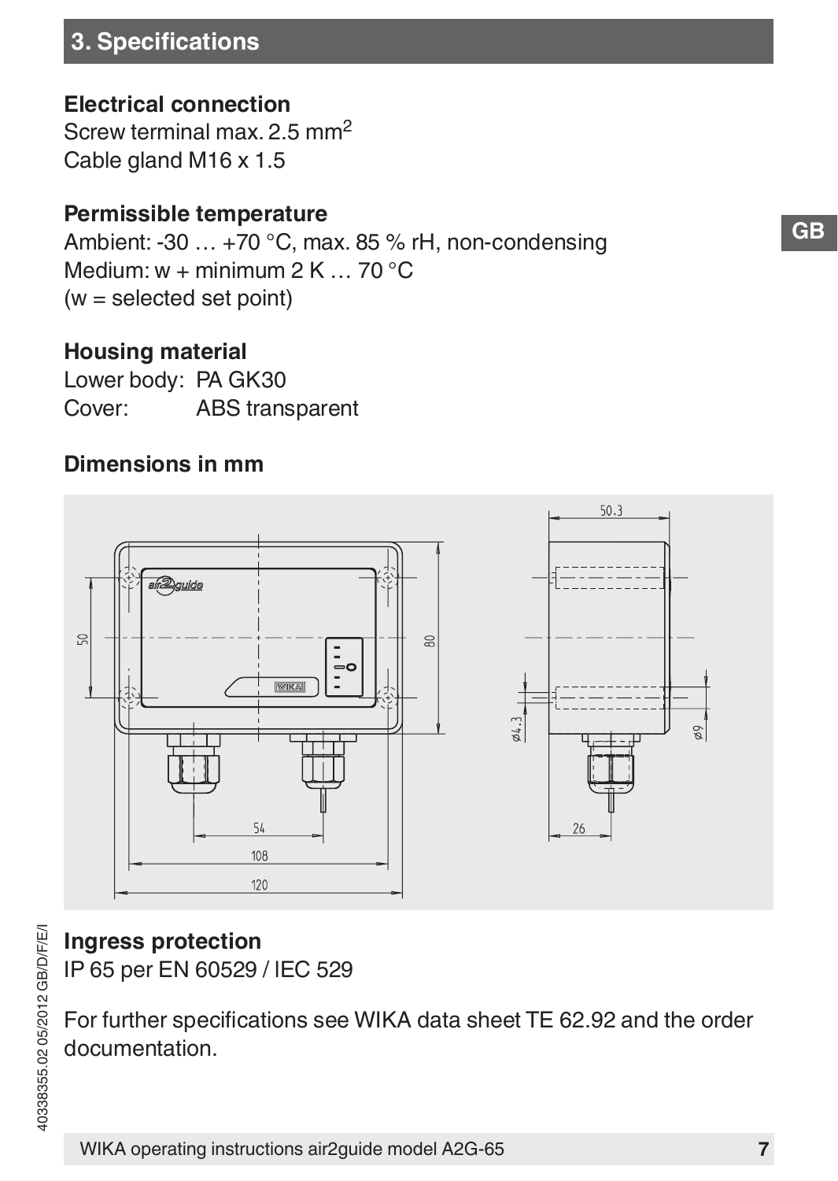## 3. Specifications

**Electrical connection**

Screw terminal max. 2.5 mm$^2$

Cable gland M16 x 1.5

**Permissible temperature**

Ambient: -30 … +70 °C, max. 85 % rH, non-condensing

Medium: w + minimum 2 K … 70 °C

(w = selected set point)

**Housing material**

Lower body: PA GK30

Cover: ABS transparent

**Dimensions in mm**

**Ingress protection**

IP 65 per EN 60529 / IEC 529

For further specifications see WIKA data sheet TE 62.92 and the order documentation.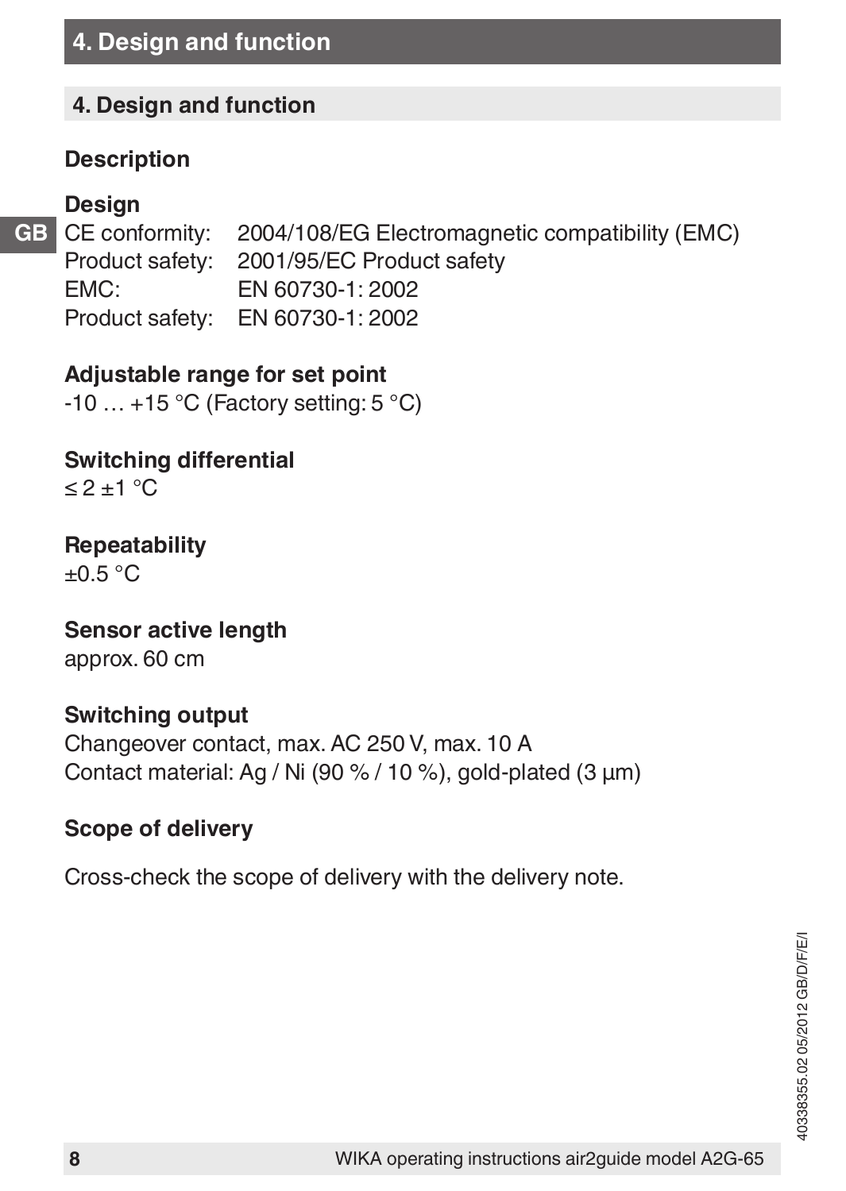## 4. Design and function

### Description

### Design

| | |
|---|---|
| CE conformity: | 2004/108/EG Electromagnetic compatibility (EMC) |
| Product safety: | 2001/95/EC Product safety |
| EMC: | EN 60730-1: 2002 |
| Product safety: | EN 60730-1: 2002 |

### Adjustable range for set point

-10 … +15 °C (Factory setting: 5 °C)

### Switching differential

≤ 2 ±1 °C

### Repeatability

±0.5 °C

### Sensor active length

approx. 60 cm

### Switching output

Changeover contact, max. AC 250 V, max. 10 A
Contact material: Ag / Ni (90 % / 10 %), gold-plated (3 µm)

### Scope of delivery

Cross-check the scope of delivery with the delivery note.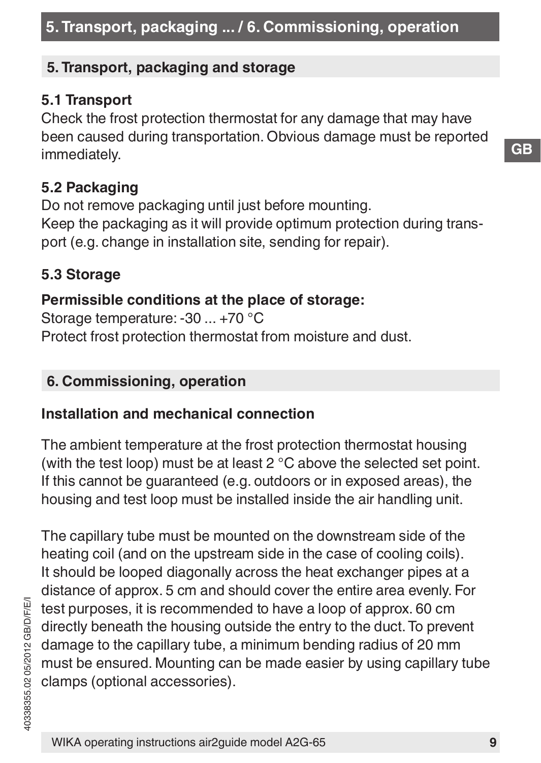## 5. Transport, packaging and storage

### 5.1 Transport

Check the frost protection thermostat for any damage that may have been caused during transportation. Obvious damage must be reported immediately.

### 5.2 Packaging

Do not remove packaging until just before mounting.
Keep the packaging as it will provide optimum protection during transport (e.g. change in installation site, sending for repair).

### 5.3 Storage

**Permissible conditions at the place of storage:**
Storage temperature: -30 ... +70 °C
Protect frost protection thermostat from moisture and dust.

## 6. Commissioning, operation

### Installation and mechanical connection

The ambient temperature at the frost protection thermostat housing (with the test loop) must be at least 2 °C above the selected set point. If this cannot be guaranteed (e.g. outdoors or in exposed areas), the housing and test loop must be installed inside the air handling unit.

The capillary tube must be mounted on the downstream side of the heating coil (and on the upstream side in the case of cooling coils). It should be looped diagonally across the heat exchanger pipes at a distance of approx. 5 cm and should cover the entire area evenly. For test purposes, it is recommended to have a loop of approx. 60 cm directly beneath the housing outside the entry to the duct. To prevent damage to the capillary tube, a minimum bending radius of 20 mm must be ensured. Mounting can be made easier by using capillary tube clamps (optional accessories).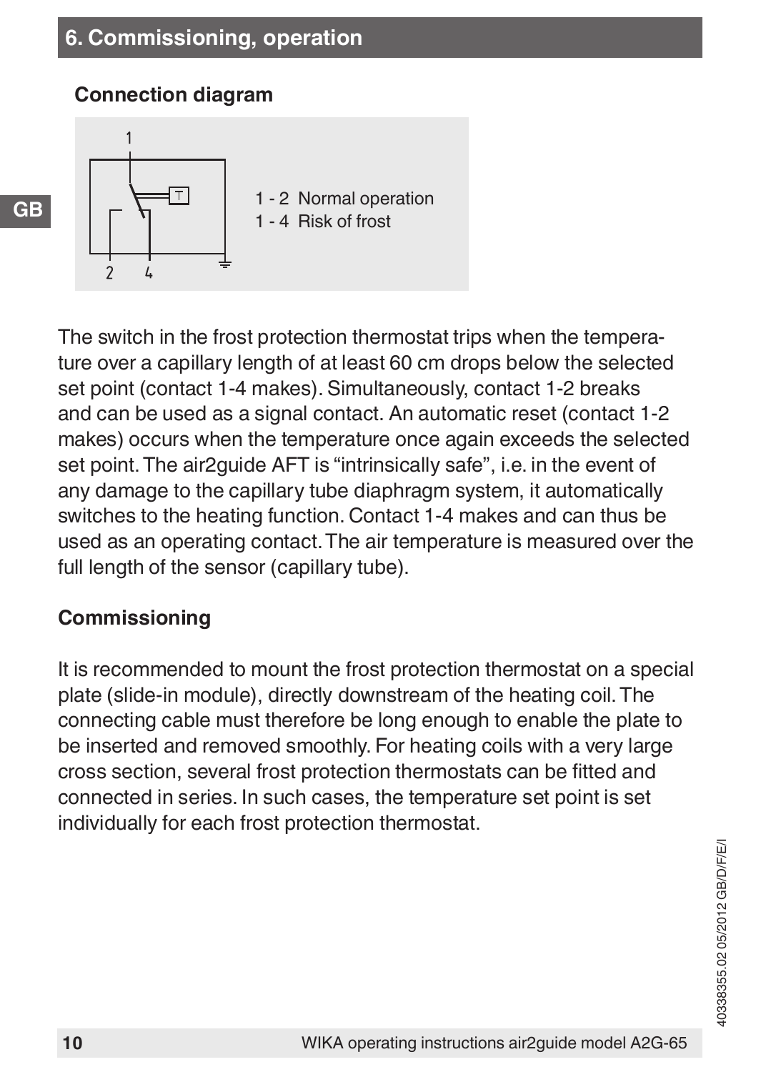## 6. Commissioning, operation

### Connection diagram

1 - 2 Normal operation
1 - 4 Risk of frost

The switch in the frost protection thermostat trips when the temperature over a capillary length of at least 60 cm drops below the selected set point (contact 1-4 makes). Simultaneously, contact 1-2 breaks and can be used as a signal contact. An automatic reset (contact 1-2 makes) occurs when the temperature once again exceeds the selected set point. The air2guide AFT is “intrinsically safe”, i.e. in the event of any damage to the capillary tube diaphragm system, it automatically switches to the heating function. Contact 1-4 makes and can thus be used as an operating contact. The air temperature is measured over the full length of the sensor (capillary tube).

### Commissioning

It is recommended to mount the frost protection thermostat on a special plate (slide-in module), directly downstream of the heating coil. The connecting cable must therefore be long enough to enable the plate to be inserted and removed smoothly. For heating coils with a very large cross section, several frost protection thermostats can be fitted and connected in series. In such cases, the temperature set point is set individually for each frost protection thermostat.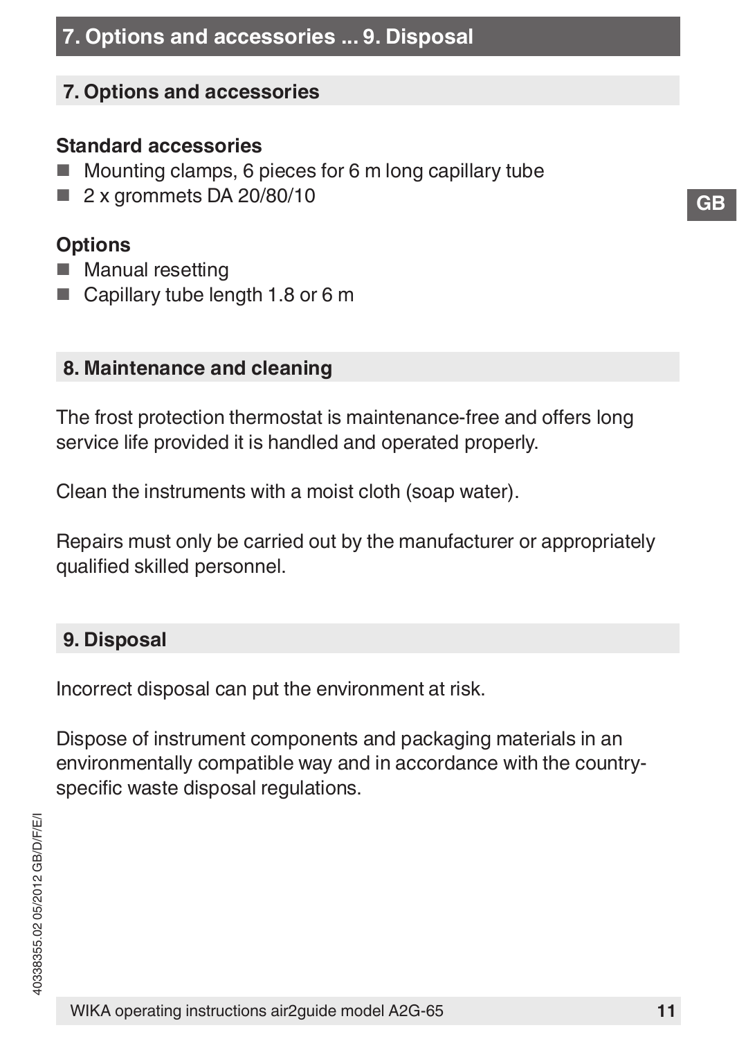## 7. Options and accessories

### Standard accessories

- Mounting clamps, 6 pieces for 6 m long capillary tube
- 2 x grommets DA 20/80/10

### Options

- Manual resetting
- Capillary tube length 1.8 or 6 m

## 8. Maintenance and cleaning

The frost protection thermostat is maintenance-free and offers long service life provided it is handled and operated properly.

Clean the instruments with a moist cloth (soap water).

Repairs must only be carried out by the manufacturer or appropriately qualified skilled personnel.

## 9. Disposal

Incorrect disposal can put the environment at risk.

Dispose of instrument components and packaging materials in an environmentally compatible way and in accordance with the country-specific waste disposal regulations.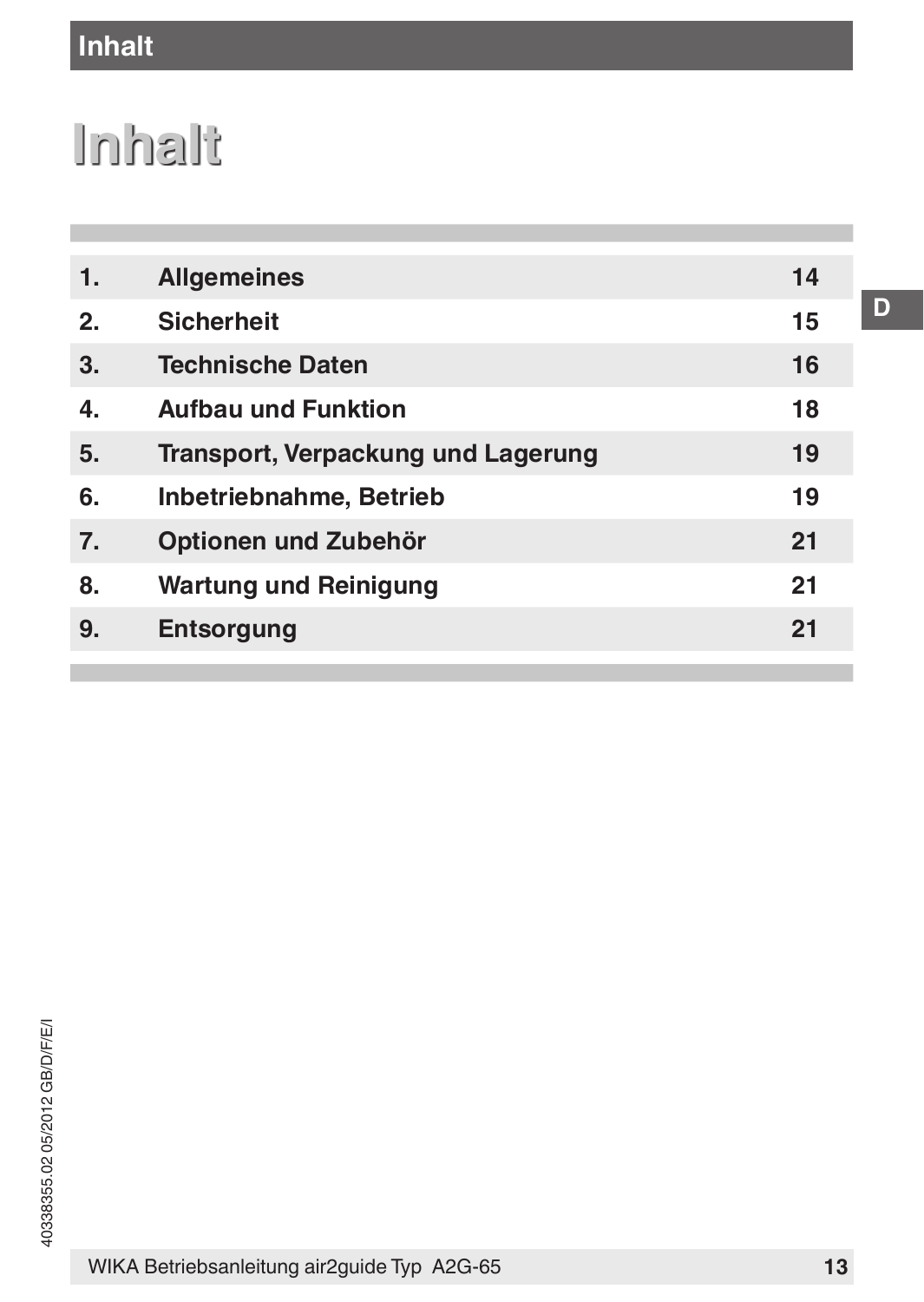# Inhalt

| | | |
|---|---|---|
| 1. | Allgemeines | 14 |
| 2. | Sicherheit | 15 |
| 3. | Technische Daten | 16 |
| 4. | Aufbau und Funktion | 18 |
| 5. | Transport, Verpackung und Lagerung | 19 |
| 6. | Inbetriebnahme, Betrieb | 19 |
| 7. | Optionen und Zubehör | 21 |
| 8. | Wartung und Reinigung | 21 |
| 9. | Entsorgung | 21 |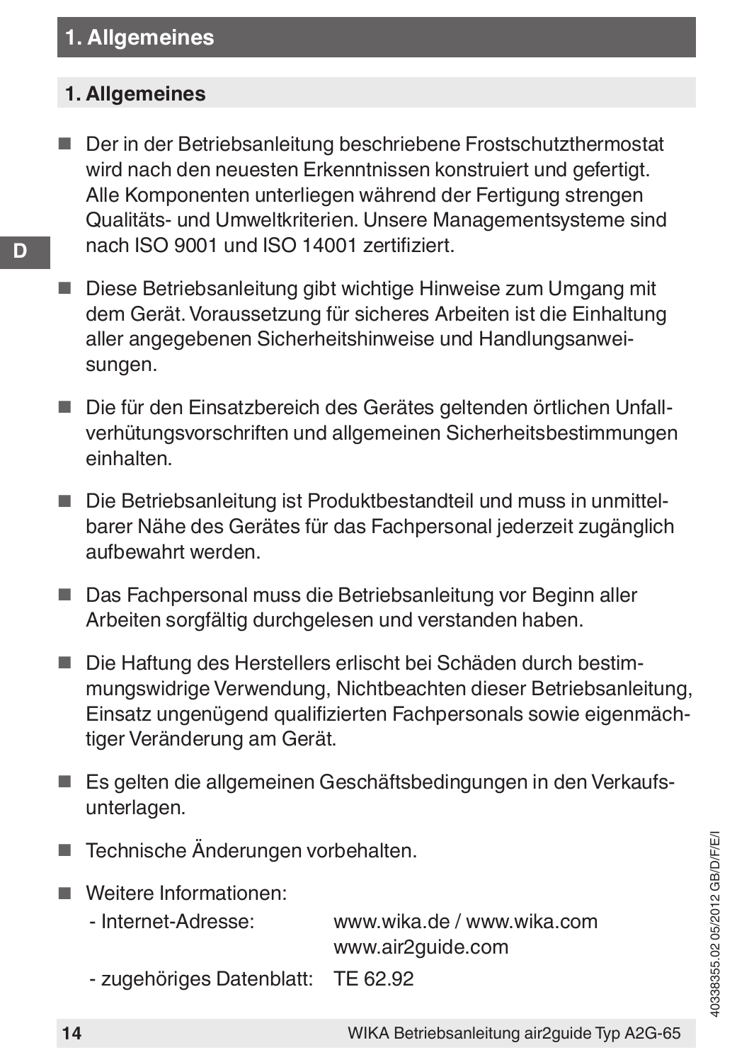# 1. Allgemeines

## 1. Allgemeines

- Der in der Betriebsanleitung beschriebene Frostschutzthermostat wird nach den neuesten Erkenntnissen konstruiert und gefertigt. Alle Komponenten unterliegen während der Fertigung strengen Qualitäts- und Umweltkriterien. Unsere Managementsysteme sind nach ISO 9001 und ISO 14001 zertifiziert.

- Diese Betriebsanleitung gibt wichtige Hinweise zum Umgang mit dem Gerät. Voraussetzung für sicheres Arbeiten ist die Einhaltung aller angegebenen Sicherheitshinweise und Handlungsanweisungen.

- Die für den Einsatzbereich des Gerätes geltenden örtlichen Unfallverhütungsvorschriften und allgemeinen Sicherheitsbestimmungen einhalten.

- Die Betriebsanleitung ist Produktbestandteil und muss in unmittelbarer Nähe des Gerätes für das Fachpersonal jederzeit zugänglich aufbewahrt werden.

- Das Fachpersonal muss die Betriebsanleitung vor Beginn aller Arbeiten sorgfältig durchgelesen und verstanden haben.

- Die Haftung des Herstellers erlischt bei Schäden durch bestimmungswidrige Verwendung, Nichtbeachten dieser Betriebsanleitung, Einsatz ungenügend qualifizierten Fachpersonals sowie eigenmächtiger Veränderung am Gerät.

- Es gelten die allgemeinen Geschäftsbedingungen in den Verkaufsunterlagen.

- Technische Änderungen vorbehalten.

- Weitere Informationen:
  - Internet-Adresse: www.wika.de / www.wika.com
    www.air2guide.com
  - zugehöriges Datenblatt: TE 62.92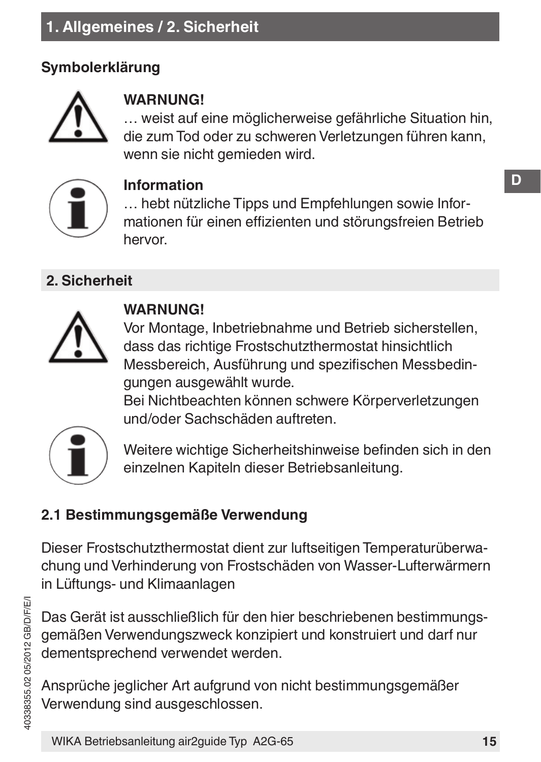# 1. Allgemeines / 2. Sicherheit

### Symbolerklärung

**WARNUNG!**
… weist auf eine möglicherweise gefährliche Situation hin, die zum Tod oder zu schweren Verletzungen führen kann, wenn sie nicht gemieden wird.

**Information**
… hebt nützliche Tipps und Empfehlungen sowie Informationen für einen effizienten und störungsfreien Betrieb hervor.

## 2. Sicherheit

**WARNUNG!**
Vor Montage, Inbetriebnahme und Betrieb sicherstellen, dass das richtige Frostschutzthermostat hinsichtlich Messbereich, Ausführung und spezifischen Messbedingungen ausgewählt wurde.
Bei Nichtbeachten können schwere Körperverletzungen und/oder Sachschäden auftreten.

Weitere wichtige Sicherheitshinweise befinden sich in den einzelnen Kapiteln dieser Betriebsanleitung.

### 2.1 Bestimmungsgemäße Verwendung

Dieser Frostschutzthermostat dient zur luftseitigen Temperaturüberwachung und Verhinderung von Frostschäden von Wasser-Lufterwärmern in Lüftungs- und Klimaanlagen

Das Gerät ist ausschließlich für den hier beschriebenen bestimmungsgemäßen Verwendungszweck konzipiert und konstruiert und darf nur dementsprechend verwendet werden.

Ansprüche jeglicher Art aufgrund von nicht bestimmungsgemäßer Verwendung sind ausgeschlossen.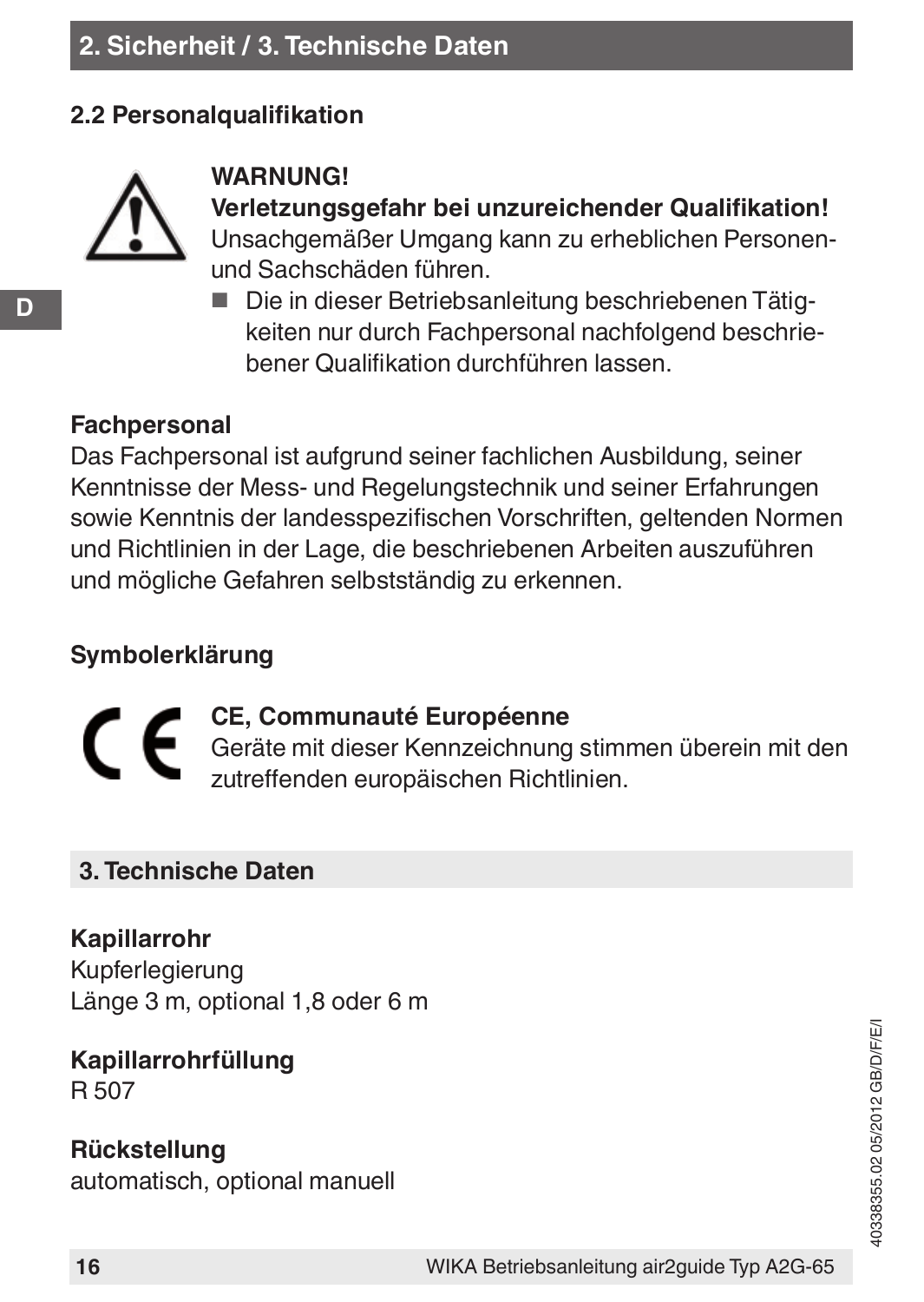## 2.2 Personalqualifikation

**WARNUNG!**
**Verletzungsgefahr bei unzureichender Qualifikation!**
Unsachgemäßer Umgang kann zu erheblichen Personen- und Sachschäden führen.

- Die in dieser Betriebsanleitung beschriebenen Tätigkeiten nur durch Fachpersonal nachfolgend beschriebener Qualifikation durchführen lassen.

**Fachpersonal**
Das Fachpersonal ist aufgrund seiner fachlichen Ausbildung, seiner Kenntnisse der Mess- und Regelungstechnik und seiner Erfahrungen sowie Kenntnis der landesspezifischen Vorschriften, geltenden Normen und Richtlinien in der Lage, die beschriebenen Arbeiten auszuführen und mögliche Gefahren selbstständig zu erkennen.

**Symbolerklärung**

**CE, Communauté Européenne**
Geräte mit dieser Kennzeichnung stimmen überein mit den zutreffenden europäischen Richtlinien.

## 3. Technische Daten

**Kapillarrohr**
Kupferlegierung
Länge 3 m, optional 1,8 oder 6 m

**Kapillarrohrfüllung**
R 507

**Rückstellung**
automatisch, optional manuell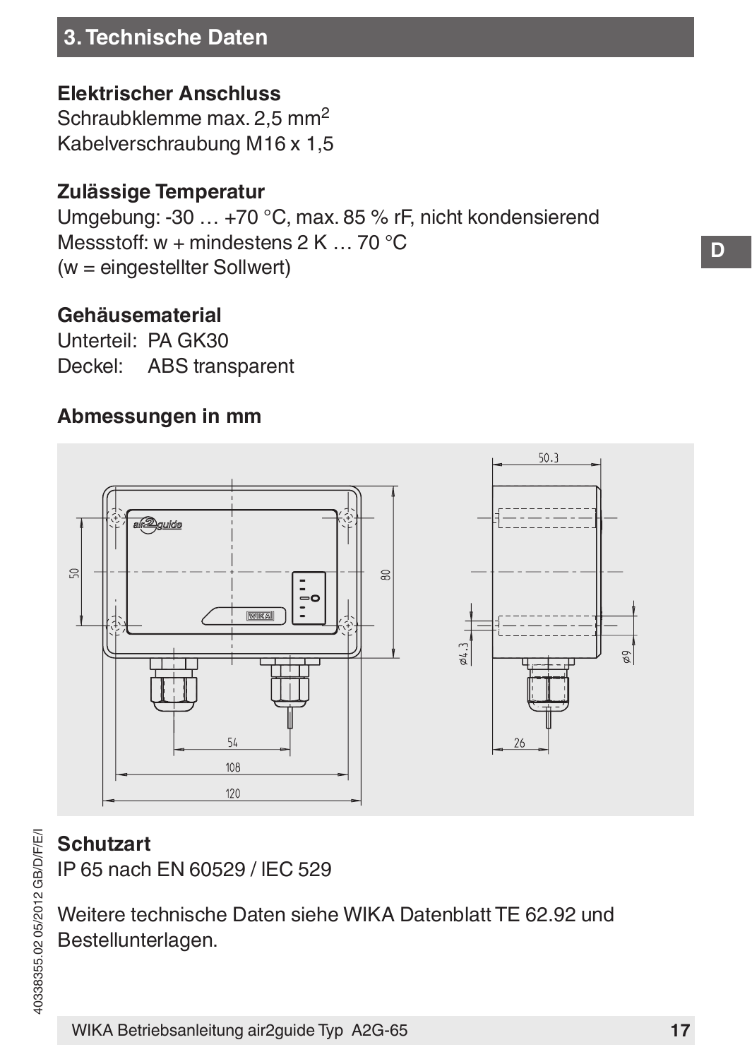## 3. Technische Daten

**Elektrischer Anschluss**
Schraubklemme max. 2,5 mm$^2$
Kabelverschraubung M16 x 1,5

**Zulässige Temperatur**
Umgebung: -30 … +70 °C, max. 85 % rF, nicht kondensierend
Messstoff: w + mindestens 2 K … 70 °C
(w = eingestellter Sollwert)

**Gehäusematerial**
Unterteil: PA GK30
Deckel: ABS transparent

**Abmessungen in mm**

**Schutzart**
IP 65 nach EN 60529 / lEC 529

Weitere technische Daten siehe WIKA Datenblatt TE 62.92 und Bestellunterlagen.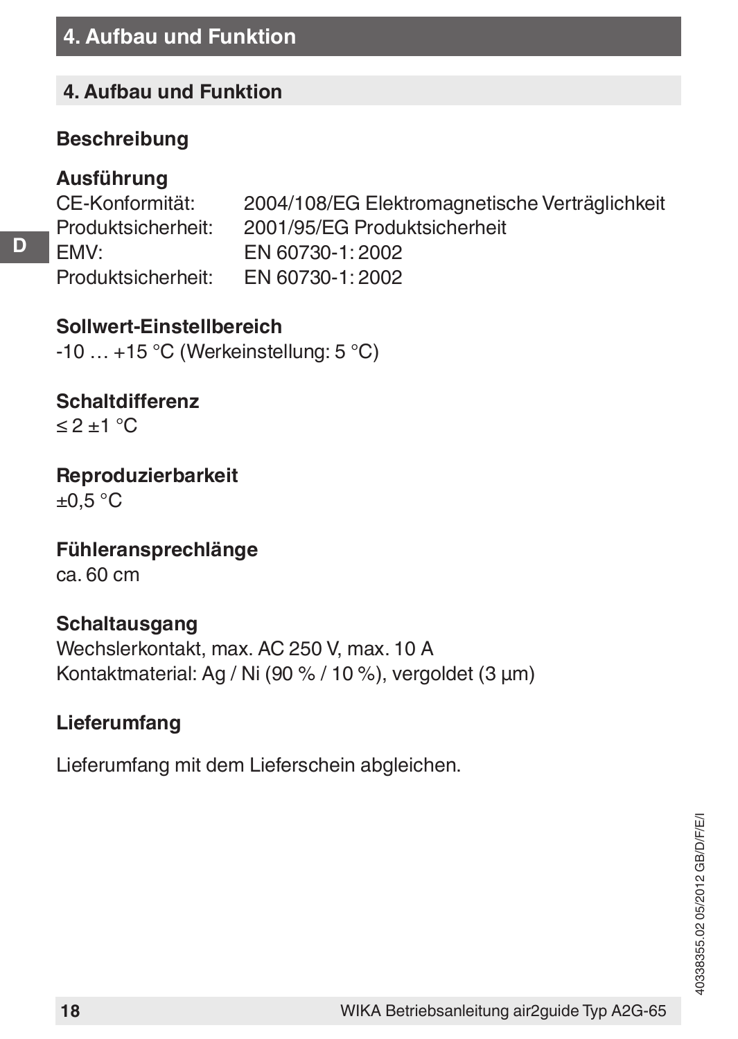# 4. Aufbau und Funktion

## 4. Aufbau und Funktion

### Beschreibung

### Ausführung

| | |
|---|---|
| CE-Konformität: | 2004/108/EG Elektromagnetische Verträglichkeit |
| Produktsicherheit: | 2001/95/EG Produktsicherheit |
| EMV: | EN 60730-1: 2002 |
| Produktsicherheit: | EN 60730-1: 2002 |

### Sollwert-Einstellbereich

-10 … +15 °C (Werkeinstellung: 5 °C)

### Schaltdifferenz

≤ 2 ±1 °C

### Reproduzierbarkeit

±0,5 °C

### Fühleransprechlänge

ca. 60 cm

### Schaltausgang

Wechslerkontakt, max. AC 250 V, max. 10 A
Kontaktmaterial: Ag / Ni (90 % / 10 %), vergoldet (3 µm)

### Lieferumfang

Lieferumfang mit dem Lieferschein abgleichen.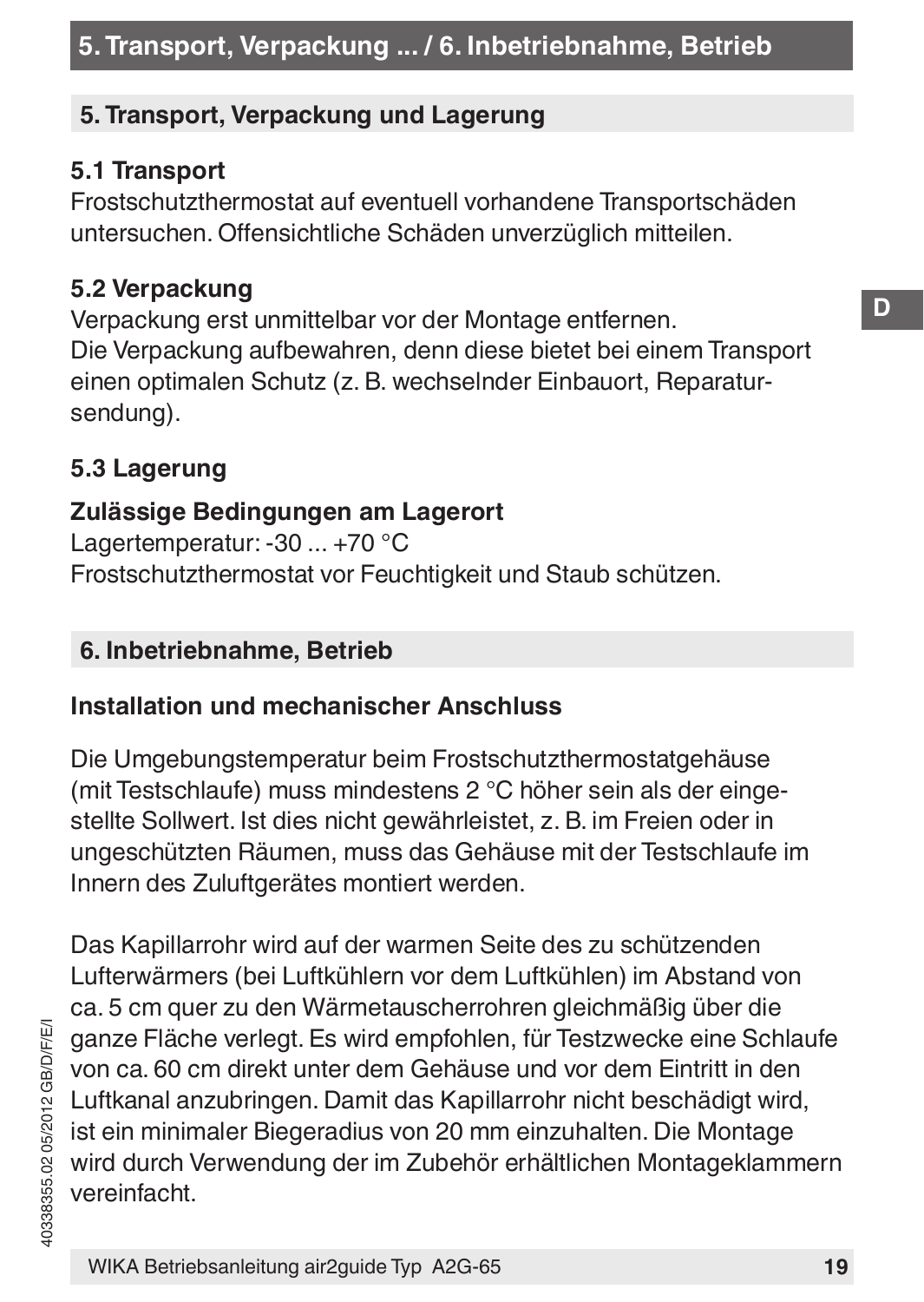## 5. Transport, Verpackung und Lagerung

### 5.1 Transport

Frostschutzthermostat auf eventuell vorhandene Transportschäden untersuchen. Offensichtliche Schäden unverzüglich mitteilen.

### 5.2 Verpackung

Verpackung erst unmittelbar vor der Montage entfernen.
Die Verpackung aufbewahren, denn diese bietet bei einem Transport einen optimalen Schutz (z. B. wechselnder Einbauort, Reparatursendung).

### 5.3 Lagerung

**Zulässige Bedingungen am Lagerort**

Lagertemperatur: -30 ... +70 °C
Frostschutzthermostat vor Feuchtigkeit und Staub schützen.

## 6. Inbetriebnahme, Betrieb

**Installation und mechanischer Anschluss**

Die Umgebungstemperatur beim Frostschutzthermostatgehäuse (mit Testschlaufe) muss mindestens 2 °C höher sein als der eingestellte Sollwert. Ist dies nicht gewährleistet, z. B. im Freien oder in ungeschützten Räumen, muss das Gehäuse mit der Testschlaufe im Innern des Zuluftgerätes montiert werden.

Das Kapillarrohr wird auf der warmen Seite des zu schützenden Lufterwärmers (bei Luftkühlern vor dem Luftkühlen) im Abstand von ca. 5 cm quer zu den Wärmetauscherrohren gleichmäßig über die ganze Fläche verlegt. Es wird empfohlen, für Testzwecke eine Schlaufe von ca. 60 cm direkt unter dem Gehäuse und vor dem Eintritt in den Luftkanal anzubringen. Damit das Kapillarrohr nicht beschädigt wird, ist ein minimaler Biegeradius von 20 mm einzuhalten. Die Montage wird durch Verwendung der im Zubehör erhältlichen Montageklammern vereinfacht.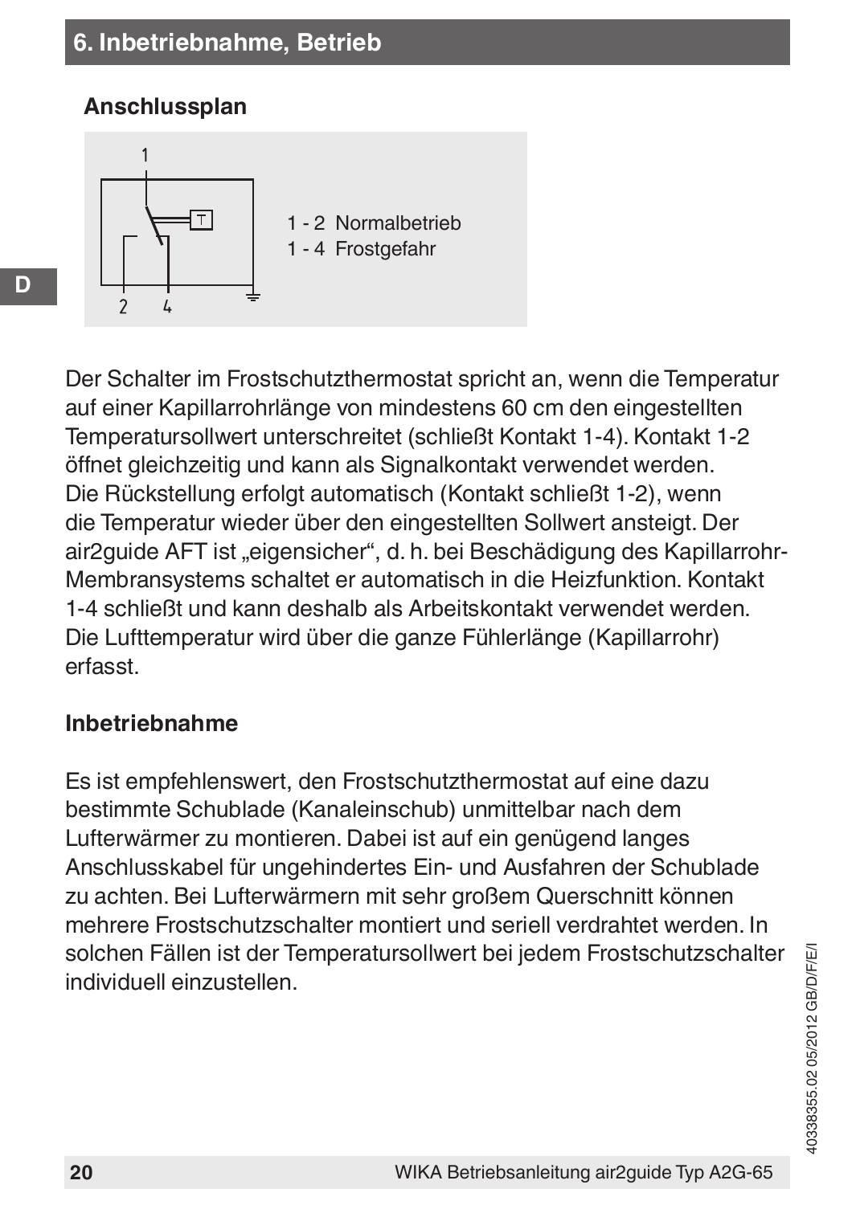## 6. Inbetriebnahme, Betrieb

### Anschlussplan

1 - 2 Normalbetrieb
1 - 4 Frostgefahr

Der Schalter im Frostschutzthermostat spricht an, wenn die Temperatur auf einer Kapillarrohrlänge von mindestens 60 cm den eingestellten Temperatursollwert unterschreitet (schließt Kontakt 1-4). Kontakt 1-2 öffnet gleichzeitig und kann als Signalkontakt verwendet werden. Die Rückstellung erfolgt automatisch (Kontakt schließt 1-2), wenn die Temperatur wieder über den eingestellten Sollwert ansteigt. Der air2guide AFT ist „eigensicher", d. h. bei Beschädigung des Kapillarrohr-Membransystems schaltet er automatisch in die Heizfunktion. Kontakt 1-4 schließt und kann deshalb als Arbeitskontakt verwendet werden. Die Lufttemperatur wird über die ganze Fühlerlänge (Kapillarrohr) erfasst.

### Inbetriebnahme

Es ist empfehlenswert, den Frostschutzthermostat auf eine dazu bestimmte Schublade (Kanaleinschub) unmittelbar nach dem Lufterwärmer zu montieren. Dabei ist auf ein genügend langes Anschlusskabel für ungehindertes Ein- und Ausfahren der Schublade zu achten. Bei Lufterwärmern mit sehr großem Querschnitt können mehrere Frostschutzschalter montiert und seriell verdrahtet werden. In solchen Fällen ist der Temperatursollwert bei jedem Frostschutzschalter individuell einzustellen.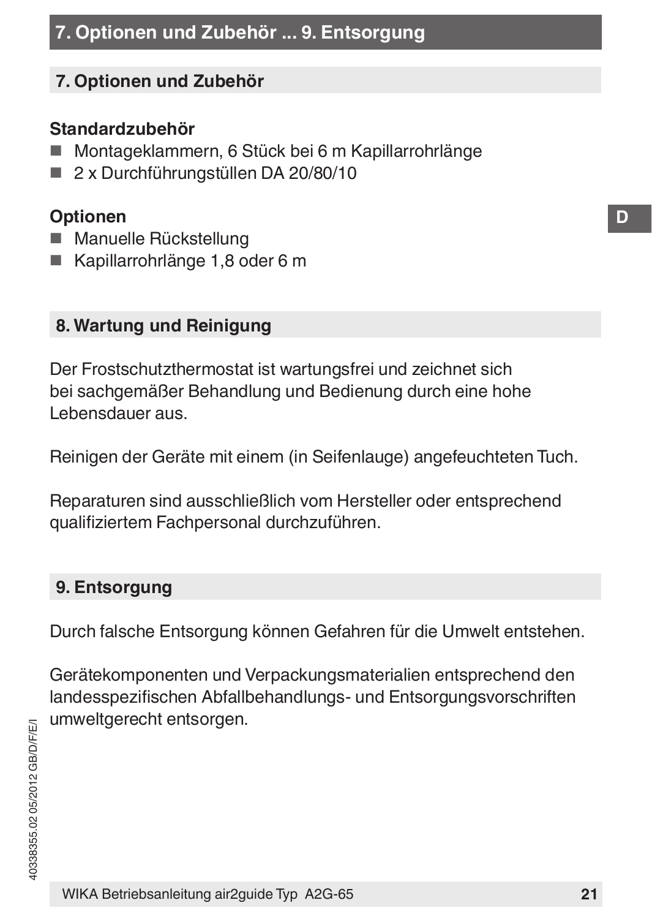## 7. Optionen und Zubehör

**Standardzubehör**

- Montageklammern, 6 Stück bei 6 m Kapillarrohrlänge
- 2 x Durchführungstüllen DA 20/80/10

**Optionen**

- Manuelle Rückstellung
- Kapillarrohrlänge 1,8 oder 6 m

## 8. Wartung und Reinigung

Der Frostschutzthermostat ist wartungsfrei und zeichnet sich bei sachgemäßer Behandlung und Bedienung durch eine hohe Lebensdauer aus.

Reinigen der Geräte mit einem (in Seifenlauge) angefeuchteten Tuch.

Reparaturen sind ausschließlich vom Hersteller oder entsprechend qualifiziertem Fachpersonal durchzuführen.

## 9. Entsorgung

Durch falsche Entsorgung können Gefahren für die Umwelt entstehen.

Gerätekomponenten und Verpackungsmaterialien entsprechend den landesspezifischen Abfallbehandlungs- und Entsorgungsvorschriften umweltgerecht entsorgen.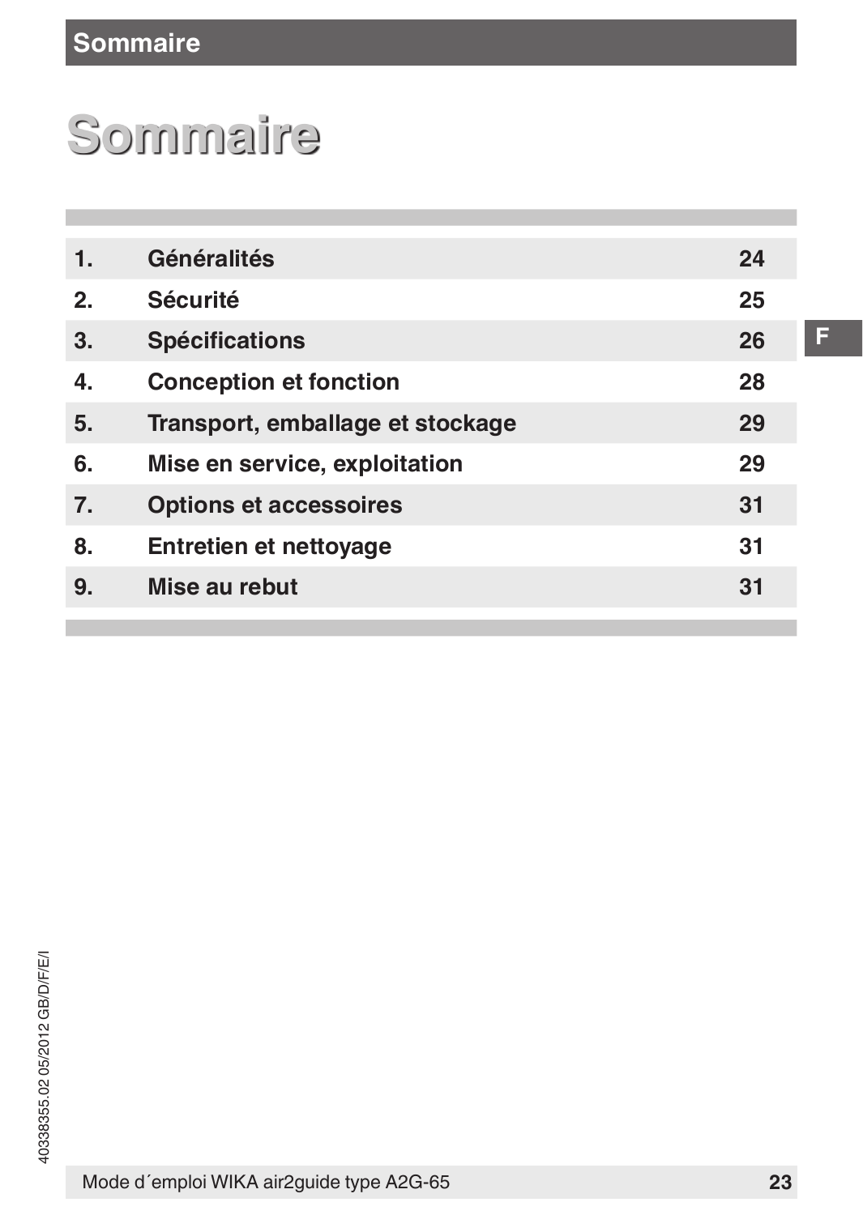# Sommaire

| | | |
|---|---|---|
| 1. | Généralités | 24 |
| 2. | Sécurité | 25 |
| 3. | Spécifications | 26 |
| 4. | Conception et fonction | 28 |
| 5. | Transport, emballage et stockage | 29 |
| 6. | Mise en service, exploitation | 29 |
| 7. | Options et accessoires | 31 |
| 8. | Entretien et nettoyage | 31 |
| 9. | Mise au rebut | 31 |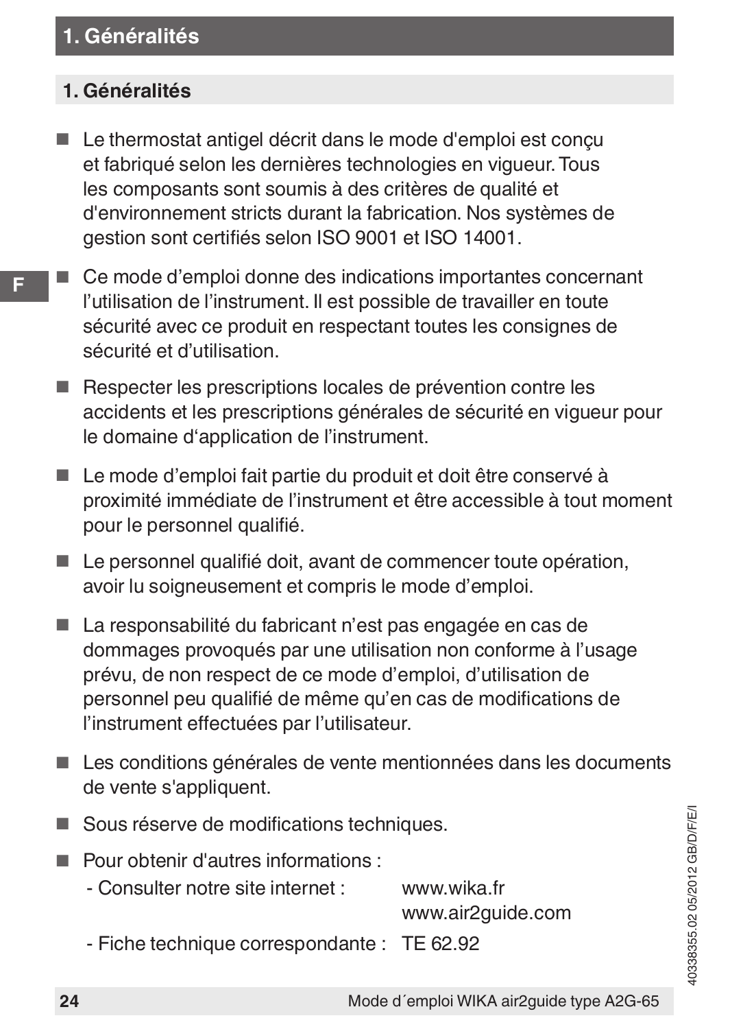## 1. Généralités

- Le thermostat antigel décrit dans le mode d'emploi est conçu et fabriqué selon les dernières technologies en vigueur. Tous les composants sont soumis à des critères de qualité et d'environnement stricts durant la fabrication. Nos systèmes de gestion sont certifiés selon ISO 9001 et ISO 14001.
- Ce mode d'emploi donne des indications importantes concernant l'utilisation de l'instrument. Il est possible de travailler en toute sécurité avec ce produit en respectant toutes les consignes de sécurité et d'utilisation.
- Respecter les prescriptions locales de prévention contre les accidents et les prescriptions générales de sécurité en vigueur pour le domaine d'application de l'instrument.
- Le mode d'emploi fait partie du produit et doit être conservé à proximité immédiate de l'instrument et être accessible à tout moment pour le personnel qualifié.
- Le personnel qualifié doit, avant de commencer toute opération, avoir lu soigneusement et compris le mode d'emploi.
- La responsabilité du fabricant n'est pas engagée en cas de dommages provoqués par une utilisation non conforme à l'usage prévu, de non respect de ce mode d'emploi, d'utilisation de personnel peu qualifié de même qu'en cas de modifications de l'instrument effectuées par l'utilisateur.
- Les conditions générales de vente mentionnées dans les documents de vente s'appliquent.
- Sous réserve de modifications techniques.
- Pour obtenir d'autres informations :
  - Consulter notre site internet : www.wika.fr, www.air2guide.com
  - Fiche technique correspondante : TE 62.92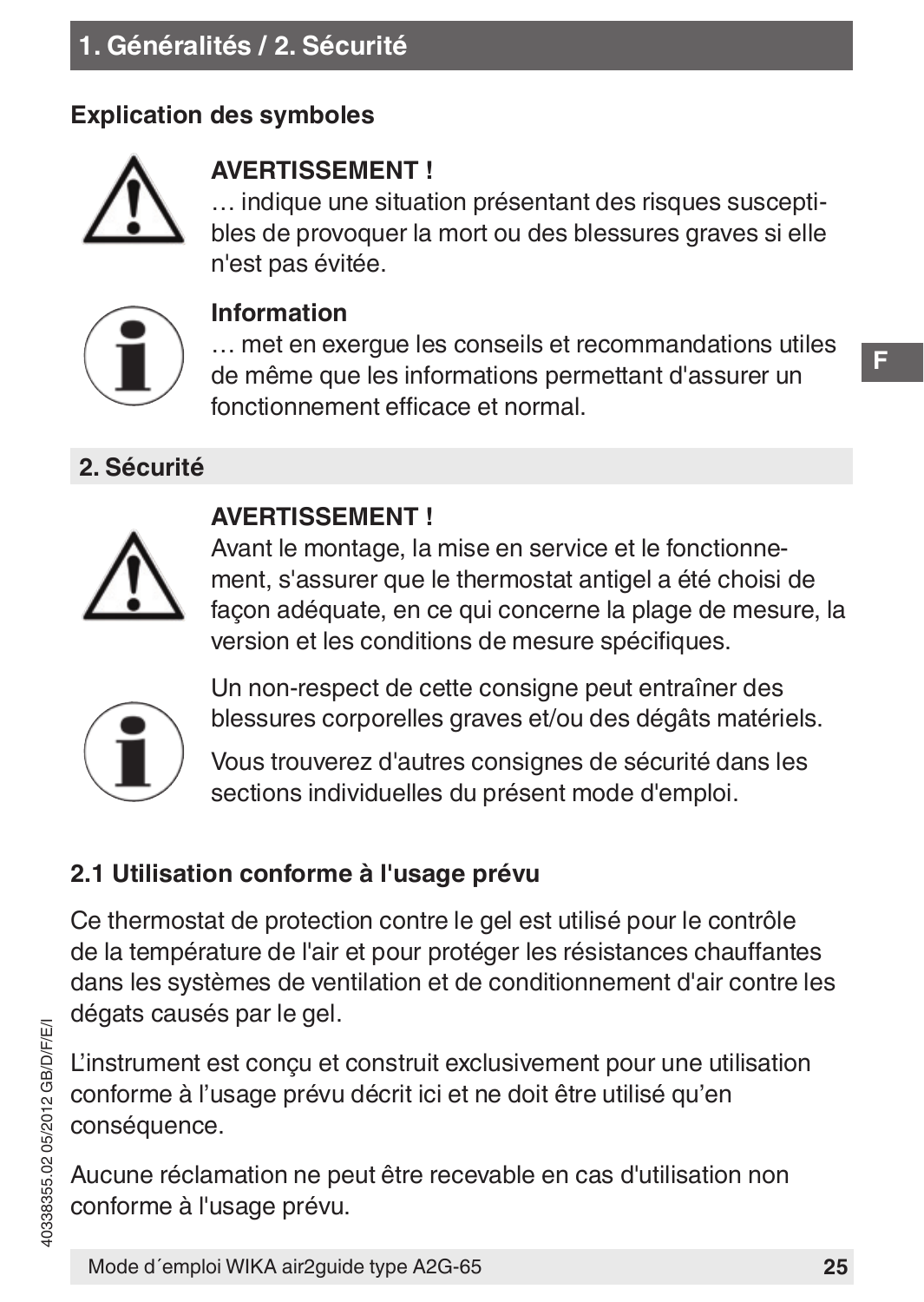# 1. Généralités / 2. Sécurité

### Explication des symboles

**AVERTISSEMENT !**
… indique une situation présentant des risques susceptibles de provoquer la mort ou des blessures graves si elle n'est pas évitée.

**Information**
… met en exergue les conseils et recommandations utiles de même que les informations permettant d'assurer un fonctionnement efficace et normal.

## 2. Sécurité

**AVERTISSEMENT !**
Avant le montage, la mise en service et le fonctionnement, s'assurer que le thermostat antigel a été choisi de façon adéquate, en ce qui concerne la plage de mesure, la version et les conditions de mesure spécifiques.

Un non-respect de cette consigne peut entraîner des blessures corporelles graves et/ou des dégâts matériels.

Vous trouverez d'autres consignes de sécurité dans les sections individuelles du présent mode d'emploi.

### 2.1 Utilisation conforme à l'usage prévu

Ce thermostat de protection contre le gel est utilisé pour le contrôle de la température de l'air et pour protéger les résistances chauffantes dans les systèmes de ventilation et de conditionnement d'air contre les dégâts causés par le gel.

L'instrument est conçu et construit exclusivement pour une utilisation conforme à l'usage prévu décrit ici et ne doit être utilisé qu'en conséquence.

Aucune réclamation ne peut être recevable en cas d'utilisation non conforme à l'usage prévu.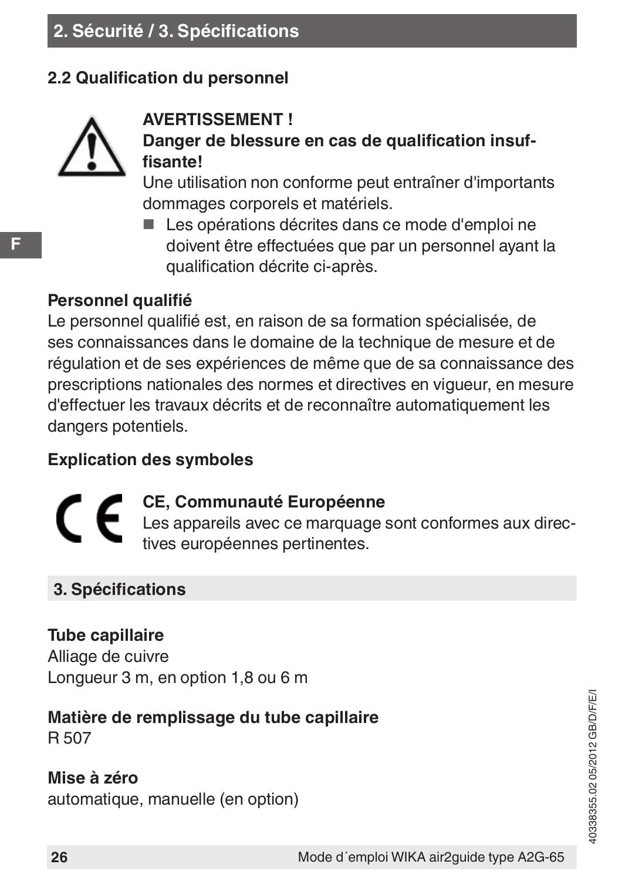## 2.2 Qualification du personnel

**AVERTISSEMENT !**
**Danger de blessure en cas de qualification insuffisante!**
Une utilisation non conforme peut entraîner d'importants dommages corporels et matériels.

- Les opérations décrites dans ce mode d'emploi ne doivent être effectuées que par un personnel ayant la qualification décrite ci-après.

**Personnel qualifié**
Le personnel qualifié est, en raison de sa formation spécialisée, de ses connaissances dans le domaine de la technique de mesure et de régulation et de ses expériences de même que de sa connaissance des prescriptions nationales des normes et directives en vigueur, en mesure d'effectuer les travaux décrits et de reconnaître automatiquement les dangers potentiels.

**Explication des symboles**

**CE, Communauté Européenne**
Les appareils avec ce marquage sont conformes aux directives européennes pertinentes.

# 3. Spécifications

**Tube capillaire**
Alliage de cuivre
Longueur 3 m, en option 1,8 ou 6 m

**Matière de remplissage du tube capillaire**
R 507

**Mise à zéro**
automatique, manuelle (en option)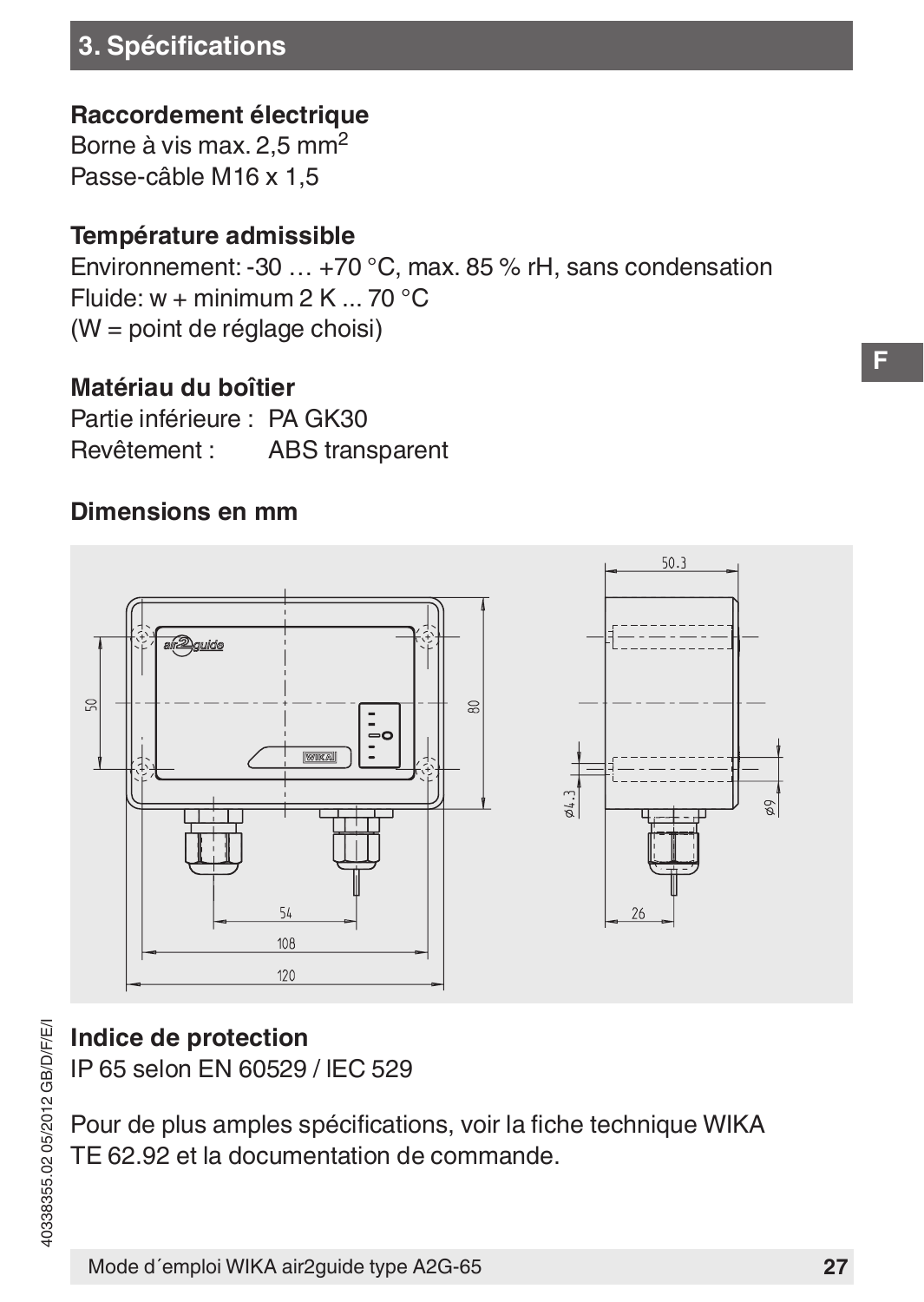## 3. Spécifications

**Raccordement électrique**
Borne à vis max. 2,5 mm$^2$
Passe-câble M16 x 1,5

**Température admissible**
Environnement: -30 … +70 °C, max. 85 % rH, sans condensation
Fluide: w + minimum 2 K ... 70 °C
(W = point de réglage choisi)

**Matériau du boîtier**
Partie inférieure : PA GK30
Revêtement : ABS transparent

**Dimensions en mm**

**Indice de protection**
IP 65 selon EN 60529 / IEC 529

Pour de plus amples spécifications, voir la fiche technique WIKA TE 62.92 et la documentation de commande.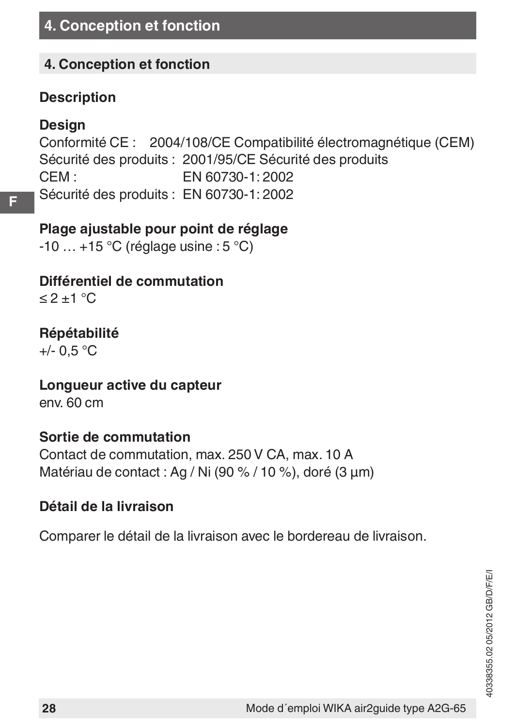## 4. Conception et fonction

### Description

**Design**

Conformité CE : 2004/108/CE Compatibilité électromagnétique (CEM)
Sécurité des produits : 2001/95/CE Sécurité des produits
CEM : EN 60730-1: 2002
Sécurité des produits : EN 60730-1: 2002

**Plage ajustable pour point de réglage**

-10 … +15 °C (réglage usine : 5 °C)

**Différentiel de commutation**

≤ 2 ±1 °C

**Répétabilité**

+/- 0,5 °C

**Longueur active du capteur**

env. 60 cm

**Sortie de commutation**

Contact de commutation, max. 250 V CA, max. 10 A
Matériau de contact : Ag / Ni (90 % / 10 %), doré (3 µm)

**Détail de la livraison**

Comparer le détail de la livraison avec le bordereau de livraison.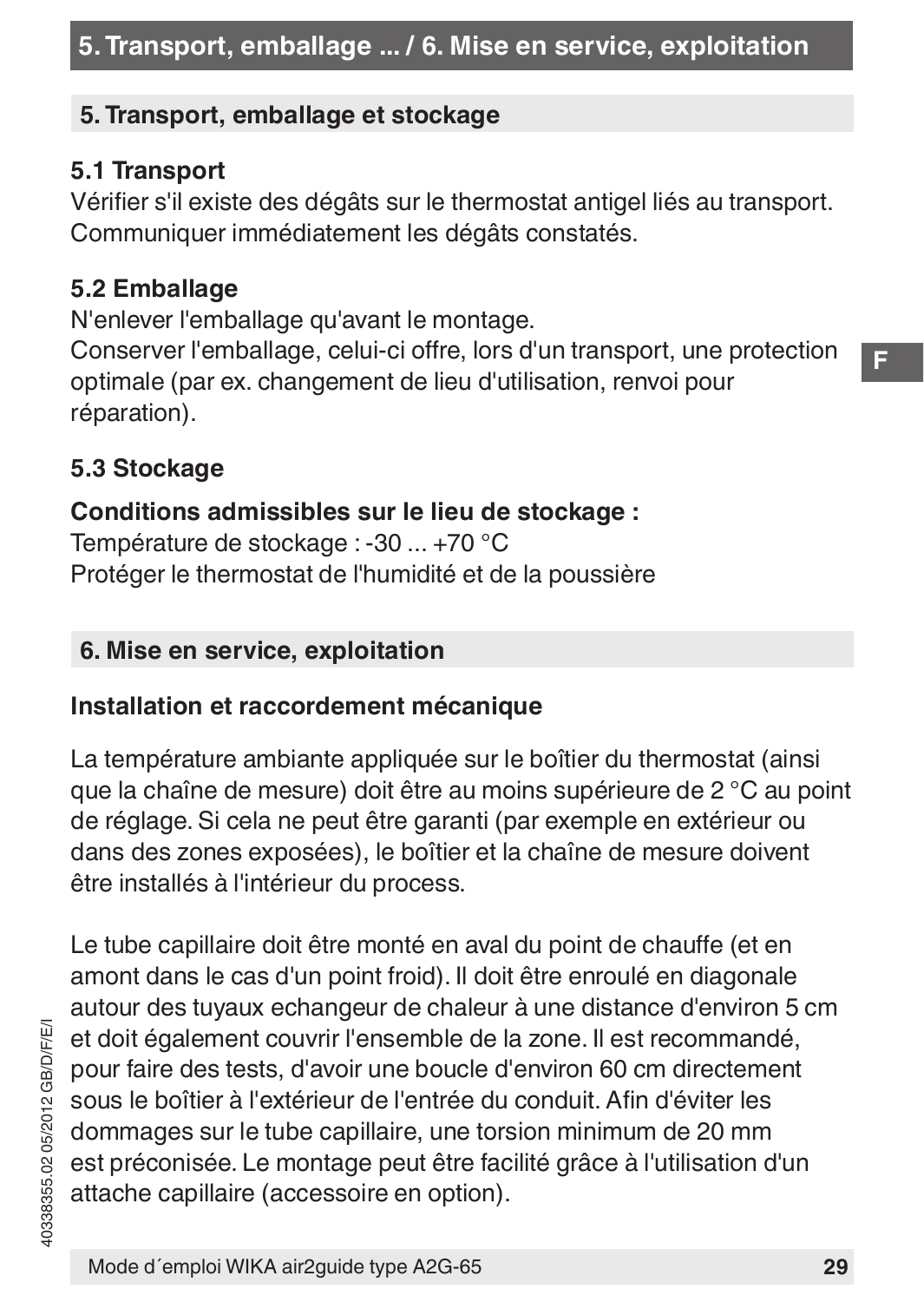## 5. Transport, emballage et stockage

### 5.1 Transport

Vérifier s'il existe des dégâts sur le thermostat antigel liés au transport. Communiquer immédiatement les dégâts constatés.

### 5.2 Emballage

N'enlever l'emballage qu'avant le montage.
Conserver l'emballage, celui-ci offre, lors d'un transport, une protection optimale (par ex. changement de lieu d'utilisation, renvoi pour réparation).

### 5.3 Stockage

**Conditions admissibles sur le lieu de stockage :**
Température de stockage : -30 ... +70 °C
Protéger le thermostat de l'humidité et de la poussière

## 6. Mise en service, exploitation

### Installation et raccordement mécanique

La température ambiante appliquée sur le boîtier du thermostat (ainsi que la chaîne de mesure) doit être au moins supérieure de 2 °C au point de réglage. Si cela ne peut être garanti (par exemple en extérieur ou dans des zones exposées), le boîtier et la chaîne de mesure doivent être installés à l'intérieur du process.

Le tube capillaire doit être monté en aval du point de chauffe (et en amont dans le cas d'un point froid). Il doit être enroulé en diagonale autour des tuyaux echangeur de chaleur à une distance d'environ 5 cm et doit également couvrir l'ensemble de la zone. Il est recommandé, pour faire des tests, d'avoir une boucle d'environ 60 cm directement sous le boîtier à l'extérieur de l'entrée du conduit. Afin d'éviter les dommages sur le tube capillaire, une torsion minimum de 20 mm est préconisée. Le montage peut être facilité grâce à l'utilisation d'un attache capillaire (accessoire en option).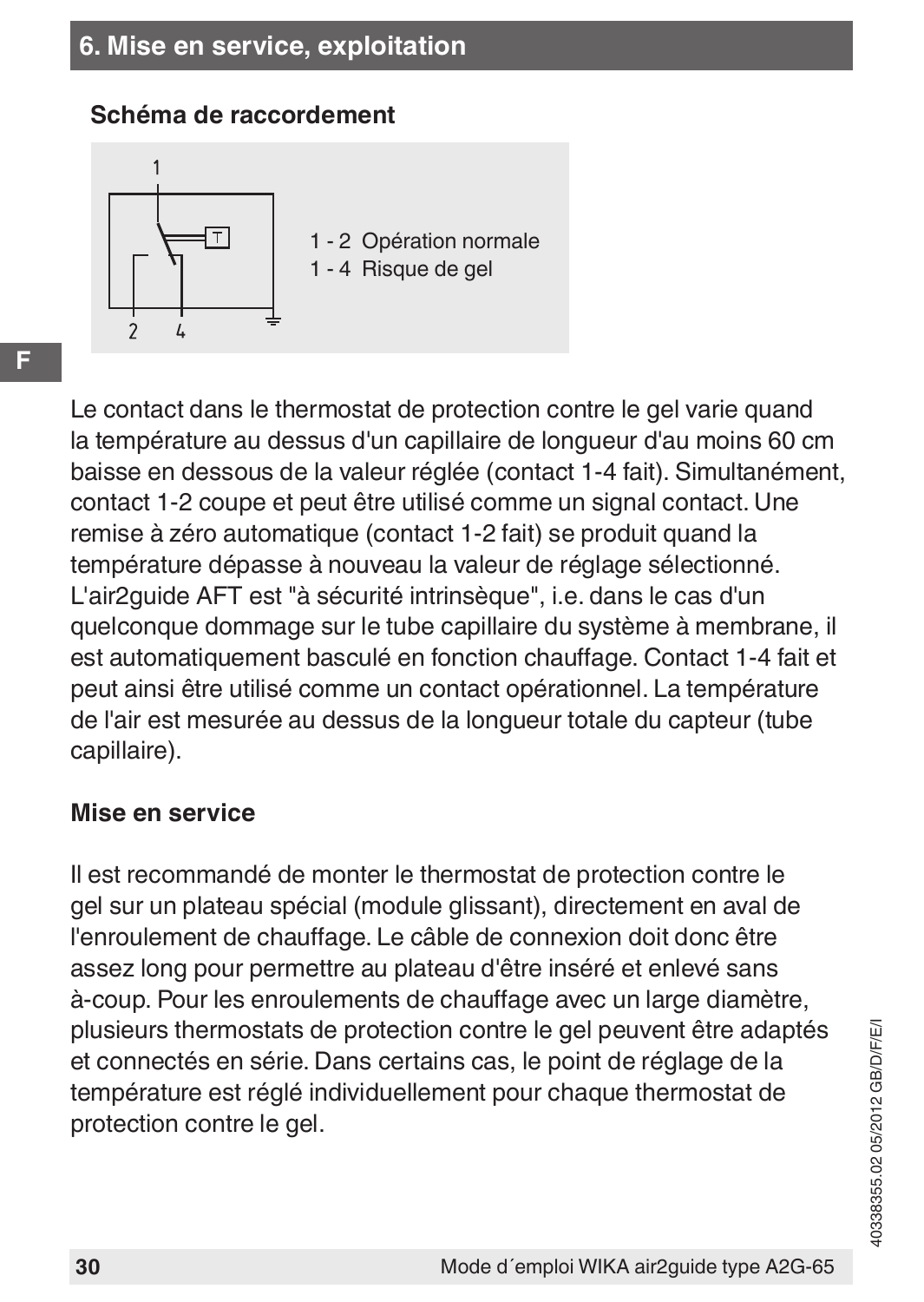## 6. Mise en service, exploitation

### Schéma de raccordement

1 - 2 Opération normale
1 - 4 Risque de gel

Le contact dans le thermostat de protection contre le gel varie quand la température au dessus d'un capillaire de longueur d'au moins 60 cm baisse en dessous de la valeur réglée (contact 1-4 fait). Simultanément, contact 1-2 coupe et peut être utilisé comme un signal contact. Une remise à zéro automatique (contact 1-2 fait) se produit quand la température dépasse à nouveau la valeur de réglage sélectionné. L'air2guide AFT est "à sécurité intrinsèque", i.e. dans le cas d'un quelconque dommage sur le tube capillaire du système à membrane, il est automatiquement basculé en fonction chauffage. Contact 1-4 fait et peut ainsi être utilisé comme un contact opérationnel. La température de l'air est mesurée au dessus de la longueur totale du capteur (tube capillaire).

### Mise en service

Il est recommandé de monter le thermostat de protection contre le gel sur un plateau spécial (module glissant), directement en aval de l'enroulement de chauffage. Le câble de connexion doit donc être assez long pour permettre au plateau d'être inséré et enlevé sans à-coup. Pour les enroulements de chauffage avec un large diamètre, plusieurs thermostats de protection contre le gel peuvent être adaptés et connectés en série. Dans certains cas, le point de réglage de la température est réglé individuellement pour chaque thermostat de protection contre le gel.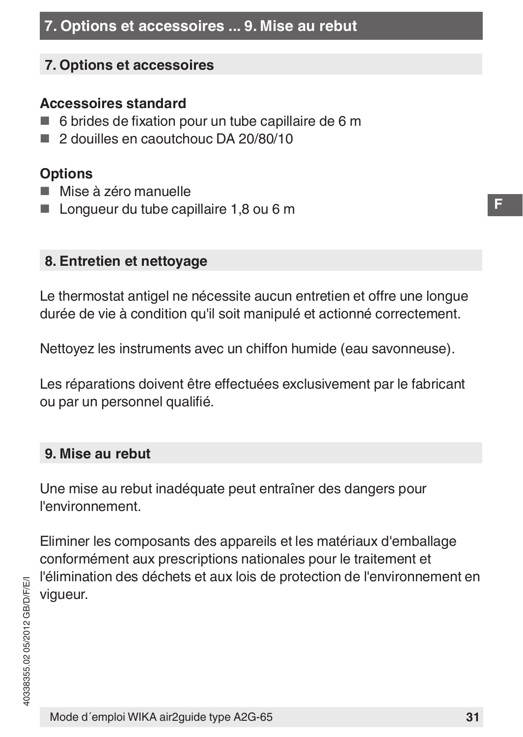## 7. Options et accessoires

### Accessoires standard

- 6 brides de fixation pour un tube capillaire de 6 m
- 2 douilles en caoutchouc DA 20/80/10

### Options

- Mise à zéro manuelle
- Longueur du tube capillaire 1,8 ou 6 m

## 8. Entretien et nettoyage

Le thermostat antigel ne nécessite aucun entretien et offre une longue durée de vie à condition qu'il soit manipulé et actionné correctement.

Nettoyez les instruments avec un chiffon humide (eau savonneuse).

Les réparations doivent être effectuées exclusivement par le fabricant ou par un personnel qualifié.

## 9. Mise au rebut

Une mise au rebut inadéquate peut entraîner des dangers pour l'environnement.

Eliminer les composants des appareils et les matériaux d'emballage conformément aux prescriptions nationales pour le traitement et l'élimination des déchets et aux lois de protection de l'environnement en vigueur.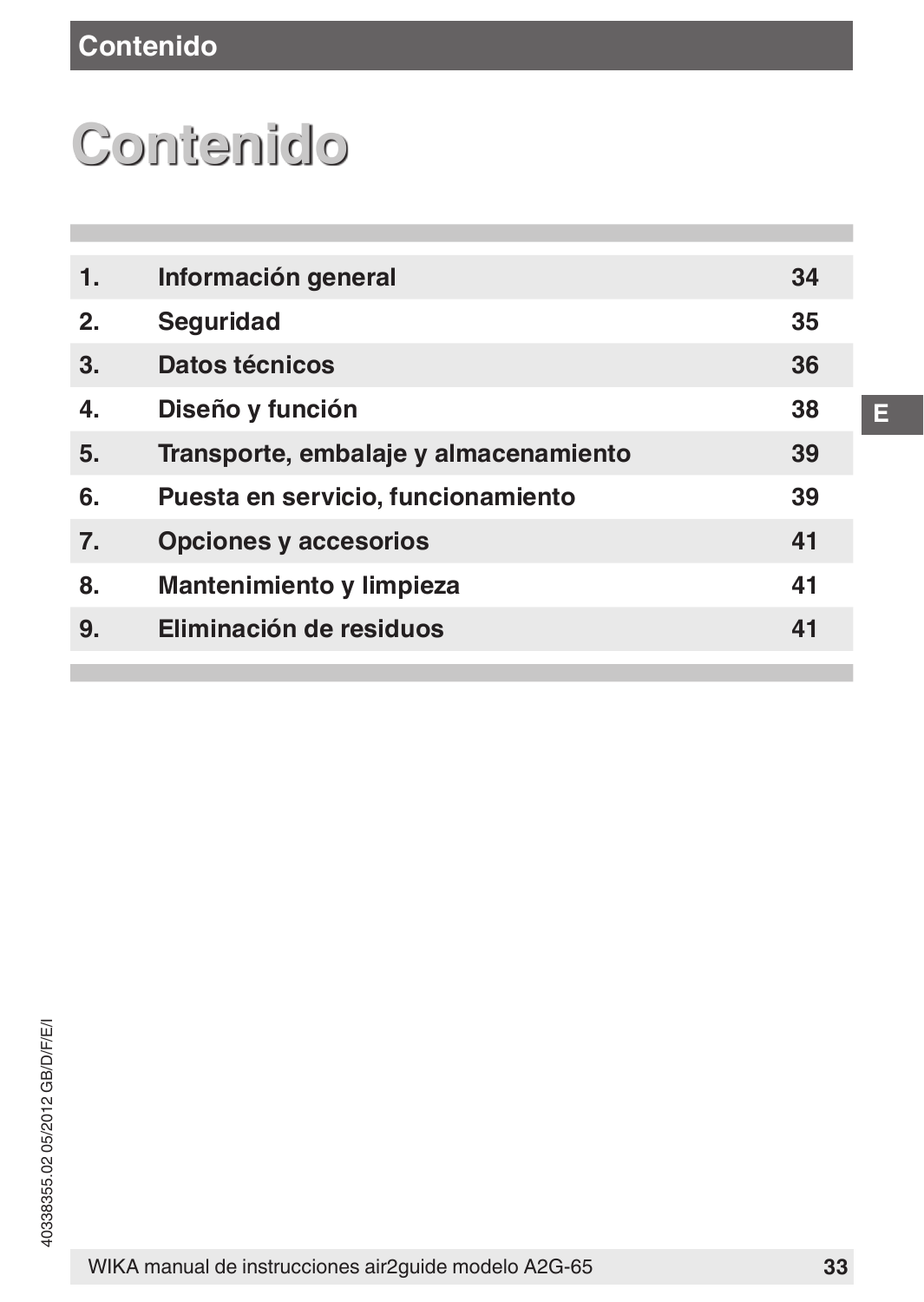# Contenido

| | | |
|---|---|---|
| 1. | Información general | 34 |
| 2. | Seguridad | 35 |
| 3. | Datos técnicos | 36 |
| 4. | Diseño y función | 38 |
| 5. | Transporte, embalaje y almacenamiento | 39 |
| 6. | Puesta en servicio, funcionamiento | 39 |
| 7. | Opciones y accesorios | 41 |
| 8. | Mantenimiento y limpieza | 41 |
| 9. | Eliminación de residuos | 41 |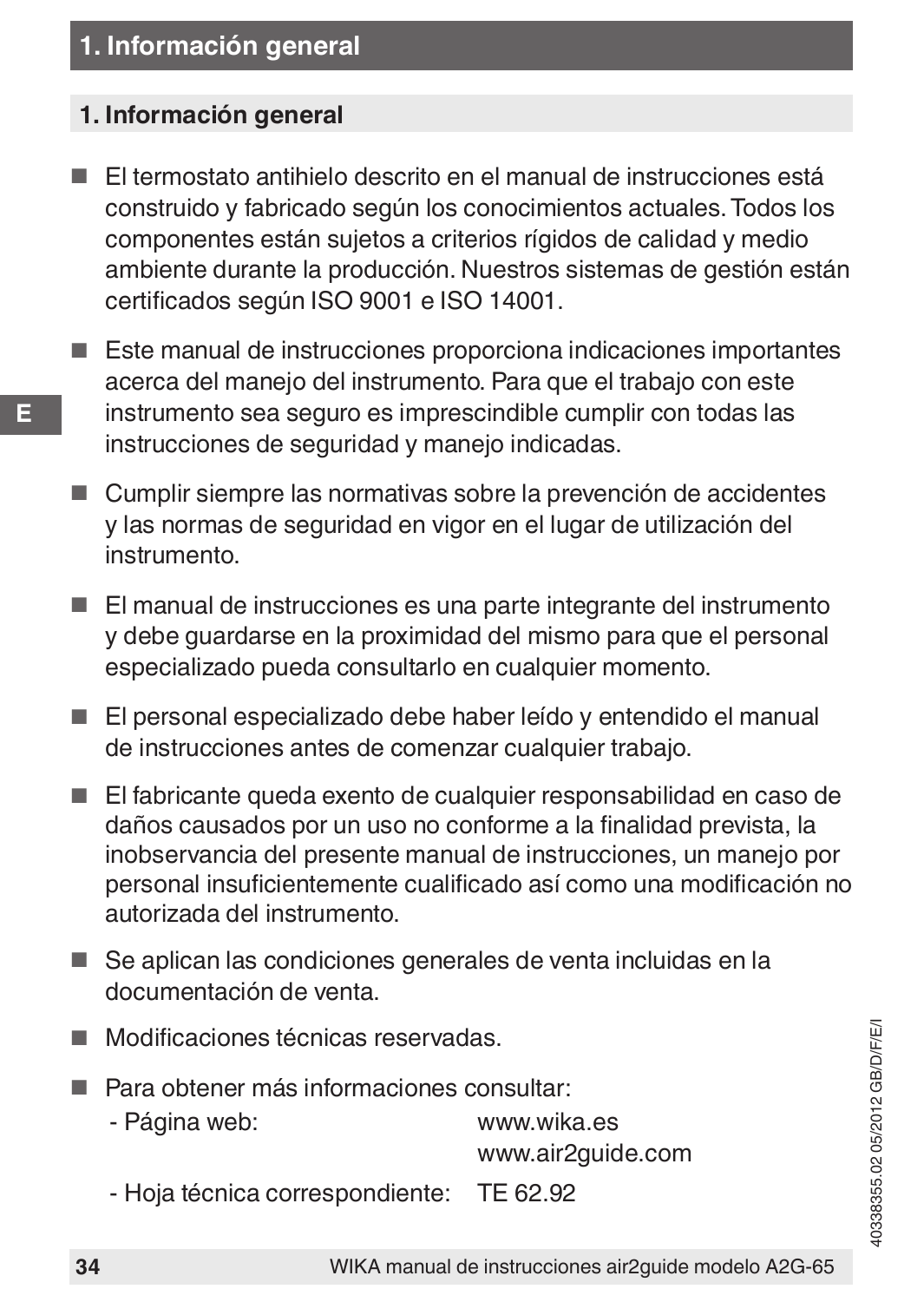# 1. Información general

## 1. Información general

- El termostato antihielo descrito en el manual de instrucciones está construido y fabricado según los conocimientos actuales. Todos los componentes están sujetos a criterios rígidos de calidad y medio ambiente durante la producción. Nuestros sistemas de gestión están certificados según ISO 9001 e ISO 14001.
- Este manual de instrucciones proporciona indicaciones importantes acerca del manejo del instrumento. Para que el trabajo con este instrumento sea seguro es imprescindible cumplir con todas las instrucciones de seguridad y manejo indicadas.
- Cumplir siempre las normativas sobre la prevención de accidentes y las normas de seguridad en vigor en el lugar de utilización del instrumento.
- El manual de instrucciones es una parte integrante del instrumento y debe guardarse en la proximidad del mismo para que el personal especializado pueda consultarlo en cualquier momento.
- El personal especializado debe haber leído y entendido el manual de instrucciones antes de comenzar cualquier trabajo.
- El fabricante queda exento de cualquier responsabilidad en caso de daños causados por un uso no conforme a la finalidad prevista, la inobservancia del presente manual de instrucciones, un manejo por personal insuficientemente cualificado así como una modificación no autorizada del instrumento.
- Se aplican las condiciones generales de venta incluidas en la documentación de venta.
- Modificaciones técnicas reservadas.
- Para obtener más informaciones consultar:
  - Página web: www.wika.es, www.air2guide.com
  - Hoja técnica correspondiente: TE 62.92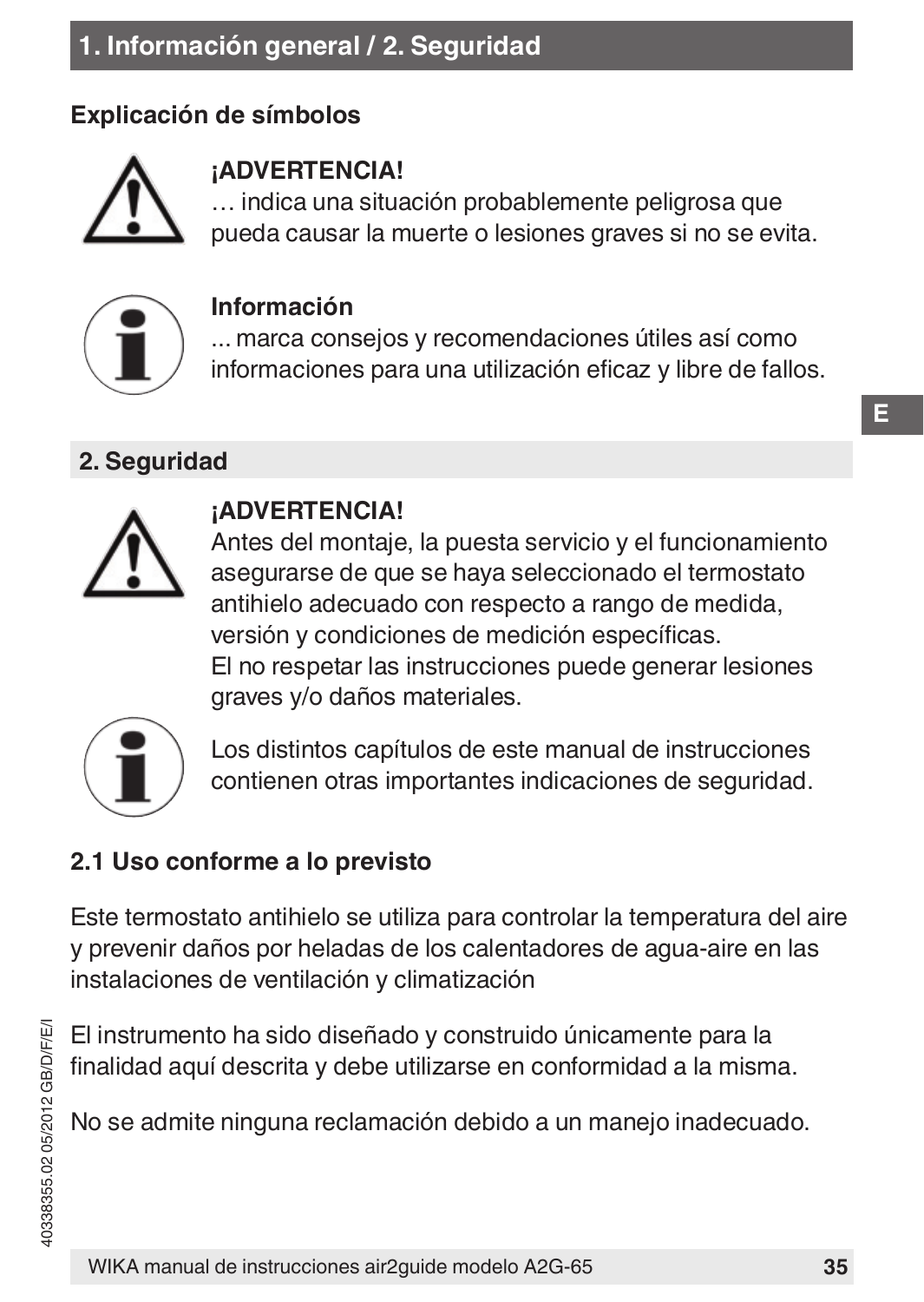# 1. Información general / 2. Seguridad

### Explicación de símbolos

**¡ADVERTENCIA!**
… indica una situación probablemente peligrosa que pueda causar la muerte o lesiones graves si no se evita.

**Información**
... marca consejos y recomendaciones útiles así como informaciones para una utilización eficaz y libre de fallos.

## 2. Seguridad

**¡ADVERTENCIA!**
Antes del montaje, la puesta servicio y el funcionamiento asegurarse de que se haya seleccionado el termostato antihielo adecuado con respecto a rango de medida, versión y condiciones de medición específicas.
El no respetar las instrucciones puede generar lesiones graves y/o daños materiales.

Los distintos capítulos de este manual de instrucciones contienen otras importantes indicaciones de seguridad.

### 2.1 Uso conforme a lo previsto

Este termostato antihielo se utiliza para controlar la temperatura del aire y prevenir daños por heladas de los calentadores de agua-aire en las instalaciones de ventilación y climatización

El instrumento ha sido diseñado y construido únicamente para la finalidad aquí descrita y debe utilizarse en conformidad a la misma.

No se admite ninguna reclamación debido a un manejo inadecuado.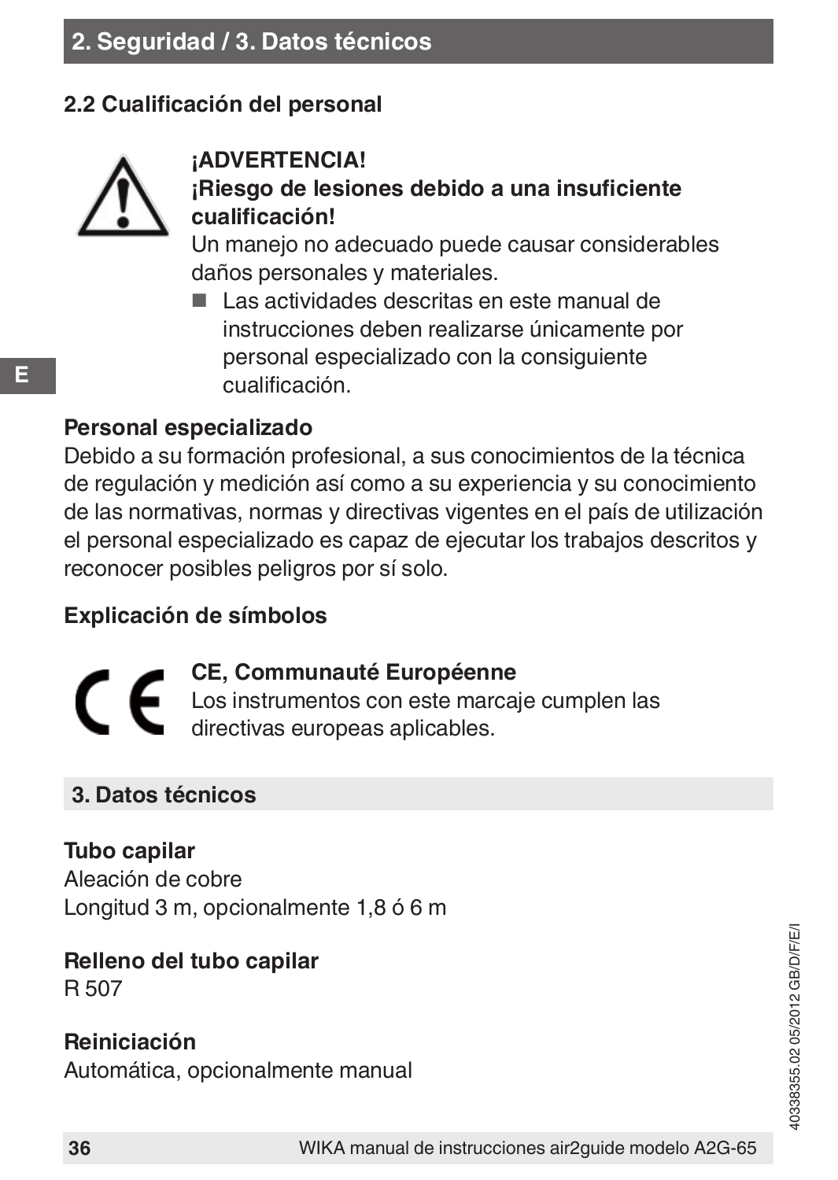## 2.2 Cualificación del personal

**¡ADVERTENCIA!**
**¡Riesgo de lesiones debido a una insuficiente cualificación!**
Un manejo no adecuado puede causar considerables daños personales y materiales.

- Las actividades descritas en este manual de instrucciones deben realizarse únicamente por personal especializado con la consiguiente cualificación.

**Personal especializado**
Debido a su formación profesional, a sus conocimientos de la técnica de regulación y medición así como a su experiencia y su conocimiento de las normativas, normas y directivas vigentes en el país de utilización el personal especializado es capaz de ejecutar los trabajos descritos y reconocer posibles peligros por sí solo.

**Explicación de símbolos**

**CE, Communauté Européenne**
Los instrumentos con este marcaje cumplen las directivas europeas aplicables.

## 3. Datos técnicos

**Tubo capilar**
Aleación de cobre
Longitud 3 m, opcionalmente 1,8 ó 6 m

**Relleno del tubo capilar**
R 507

**Reiniciación**
Automática, opcionalmente manual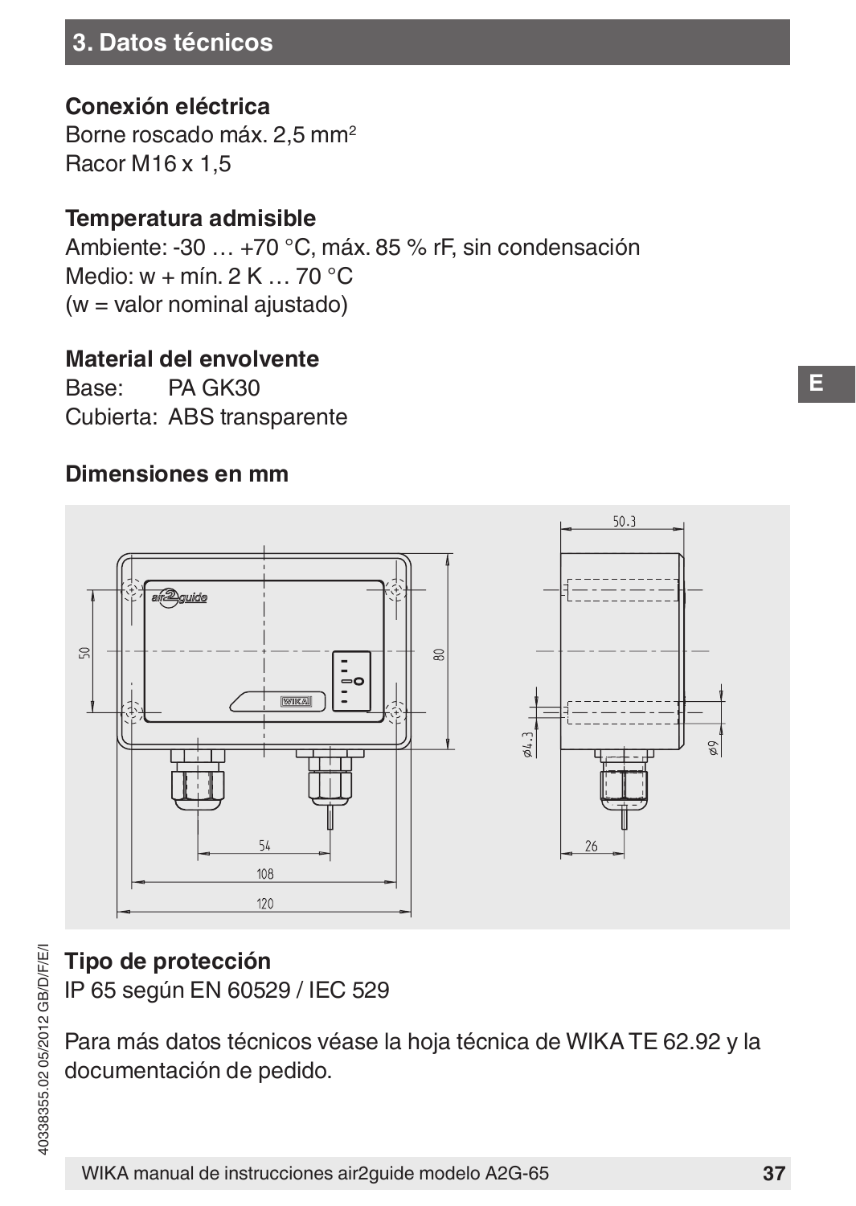## 3. Datos técnicos

**Conexión eléctrica**
Borne roscado máx. 2,5 mm²
Racor M16 x 1,5

**Temperatura admisible**
Ambiente: -30 … +70 °C, máx. 85 % rF, sin condensación
Medio: w + mín. 2 K … 70 °C
(w = valor nominal ajustado)

**Material del envolvente**
Base: PA GK30
Cubierta: ABS transparente

**Dimensiones en mm**

**Tipo de protección**
IP 65 según EN 60529 / IEC 529

Para más datos técnicos véase la hoja técnica de WIKA TE 62.92 y la documentación de pedido.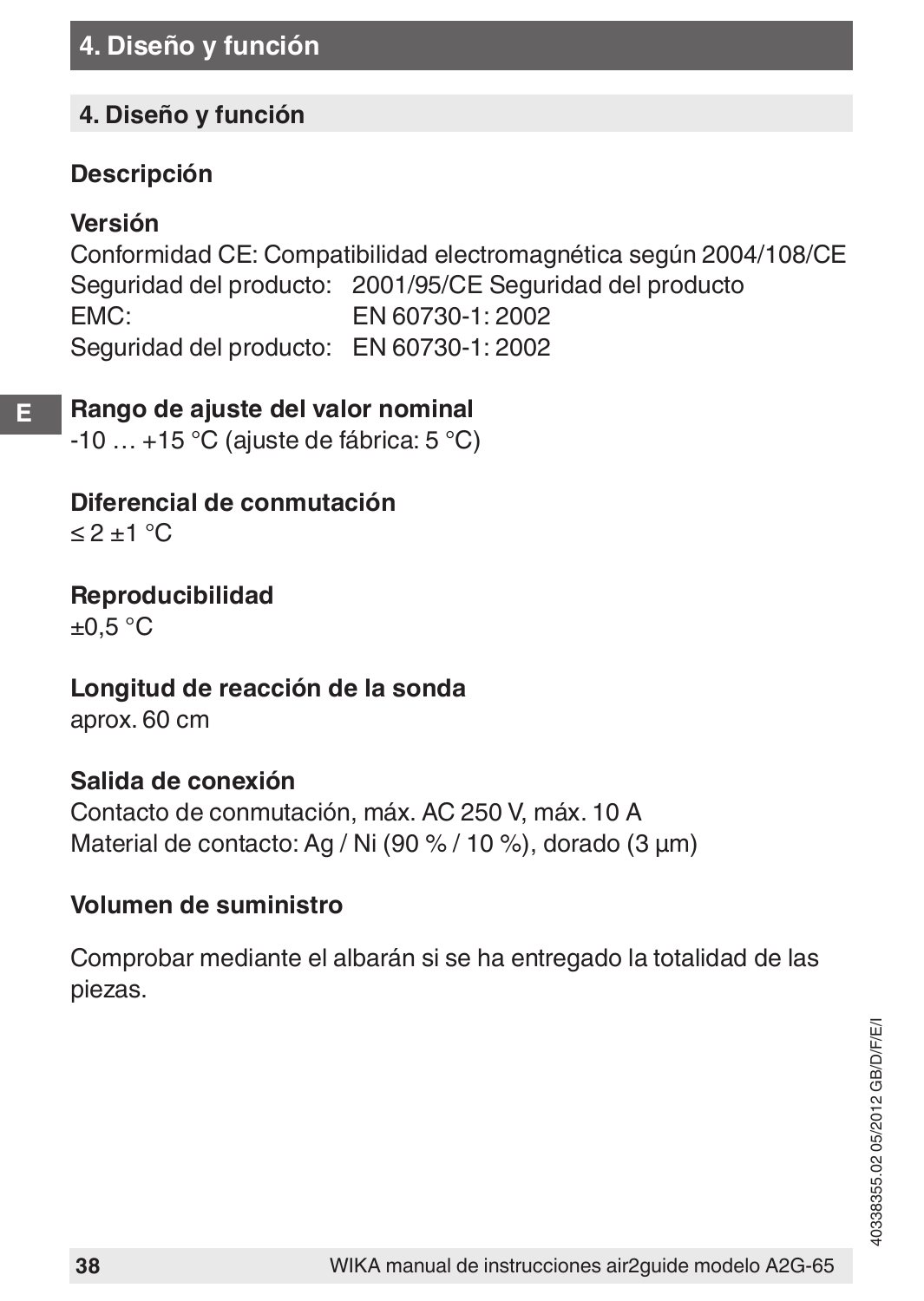## 4. Diseño y función

### Descripción

**Versión**

Conformidad CE: Compatibilidad electromagnética según 2004/108/CE
Seguridad del producto: 2001/95/CE Seguridad del producto
EMC: EN 60730-1: 2002
Seguridad del producto: EN 60730-1: 2002

**Rango de ajuste del valor nominal**

-10 … +15 °C (ajuste de fábrica: 5 °C)

**Diferencial de conmutación**

≤ 2 ±1 °C

**Reproducibilidad**

±0,5 °C

**Longitud de reacción de la sonda**

aprox. 60 cm

**Salida de conexión**

Contacto de conmutación, máx. AC 250 V, máx. 10 A
Material de contacto: Ag / Ni (90 % / 10 %), dorado (3 µm)

**Volumen de suministro**

Comprobar mediante el albarán si se ha entregado la totalidad de las piezas.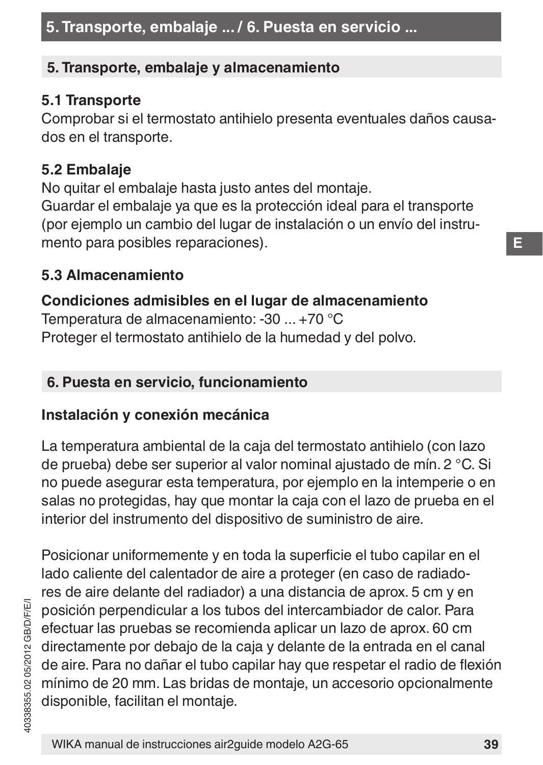## 5. Transporte, embalaje y almacenamiento

### 5.1 Transporte
Comprobar si el termostato antihielo presenta eventuales daños causados en el transporte.

### 5.2 Embalaje
No quitar el embalaje hasta justo antes del montaje.
Guardar el embalaje ya que es la protección ideal para el transporte (por ejemplo un cambio del lugar de instalación o un envío del instrumento para posibles reparaciones).

### 5.3 Almacenamiento

**Condiciones admisibles en el lugar de almacenamiento**
Temperatura de almacenamiento: -30 ... +70 °C
Proteger el termostato antihielo de la humedad y del polvo.

## 6. Puesta en servicio, funcionamiento

### Instalación y conexión mecánica

La temperatura ambiental de la caja del termostato antihielo (con lazo de prueba) debe ser superior al valor nominal ajustado de mín. 2 °C. Si no puede asegurar esta temperatura, por ejemplo en la intemperie o en salas no protegidas, hay que montar la caja con el lazo de prueba en el interior del instrumento del dispositivo de suministro de aire.

Posicionar uniformemente y en toda la superficie el tubo capilar en el lado caliente del calentador de aire a proteger (en caso de radiadores de aire delante del radiador) a una distancia de aprox. 5 cm y en posición perpendicular a los tubos del intercambiador de calor. Para efectuar las pruebas se recomienda aplicar un lazo de aprox. 60 cm directamente por debajo de la caja y delante de la entrada en el canal de aire. Para no dañar el tubo capilar hay que respetar el radio de flexión mínimo de 20 mm. Las bridas de montaje, un accesorio opcionalmente disponible, facilitan el montaje.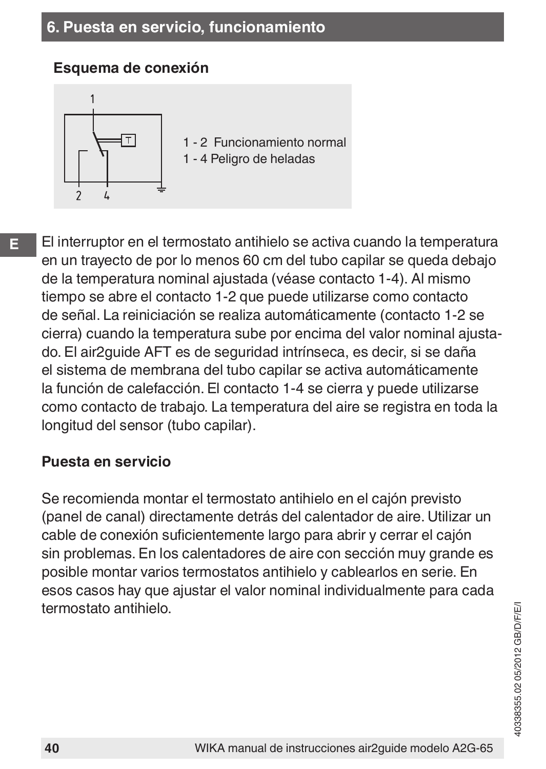## 6. Puesta en servicio, funcionamiento

### Esquema de conexión

1 - 2 Funcionamiento normal
1 - 4 Peligro de heladas

El interruptor en el termostato antihielo se activa cuando la temperatura en un trayecto de por lo menos 60 cm del tubo capilar se queda debajo de la temperatura nominal ajustada (véase contacto 1-4). Al mismo tiempo se abre el contacto 1-2 que puede utilizarse como contacto de señal. La reiniciación se realiza automáticamente (contacto 1-2 se cierra) cuando la temperatura sube por encima del valor nominal ajustado. El air2guide AFT es de seguridad intrínseca, es decir, si se daña el sistema de membrana del tubo capilar se activa automáticamente la función de calefacción. El contacto 1-4 se cierra y puede utilizarse como contacto de trabajo. La temperatura del aire se registra en toda la longitud del sensor (tubo capilar).

### Puesta en servicio

Se recomienda montar el termostato antihielo en el cajón previsto (panel de canal) directamente detrás del calentador de aire. Utilizar un cable de conexión suficientemente largo para abrir y cerrar el cajón sin problemas. En los calentadores de aire con sección muy grande es posible montar varios termostatos antihielo y cablearlos en serie. En esos casos hay que ajustar el valor nominal individualmente para cada termostato antihielo.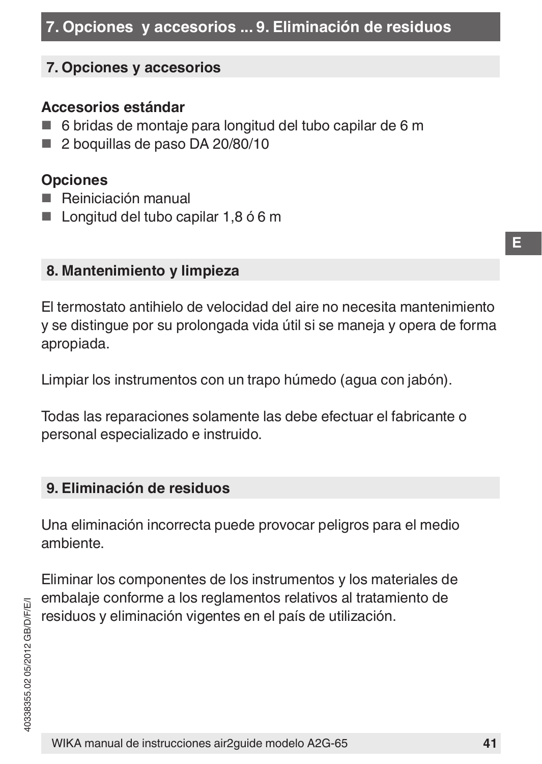## 7. Opciones y accesorios

### Accesorios estándar

- 6 bridas de montaje para longitud del tubo capilar de 6 m
- 2 boquillas de paso DA 20/80/10

### Opciones

- Reiniciación manual
- Longitud del tubo capilar 1,8 ó 6 m

## 8. Mantenimiento y limpieza

El termostato antihielo de velocidad del aire no necesita mantenimiento y se distingue por su prolongada vida útil si se maneja y opera de forma apropiada.

Limpiar los instrumentos con un trapo húmedo (agua con jabón).

Todas las reparaciones solamente las debe efectuar el fabricante o personal especializado e instruido.

## 9. Eliminación de residuos

Una eliminación incorrecta puede provocar peligros para el medio ambiente.

Eliminar los componentes de los instrumentos y los materiales de embalaje conforme a los reglamentos relativos al tratamiento de residuos y eliminación vigentes en el país de utilización.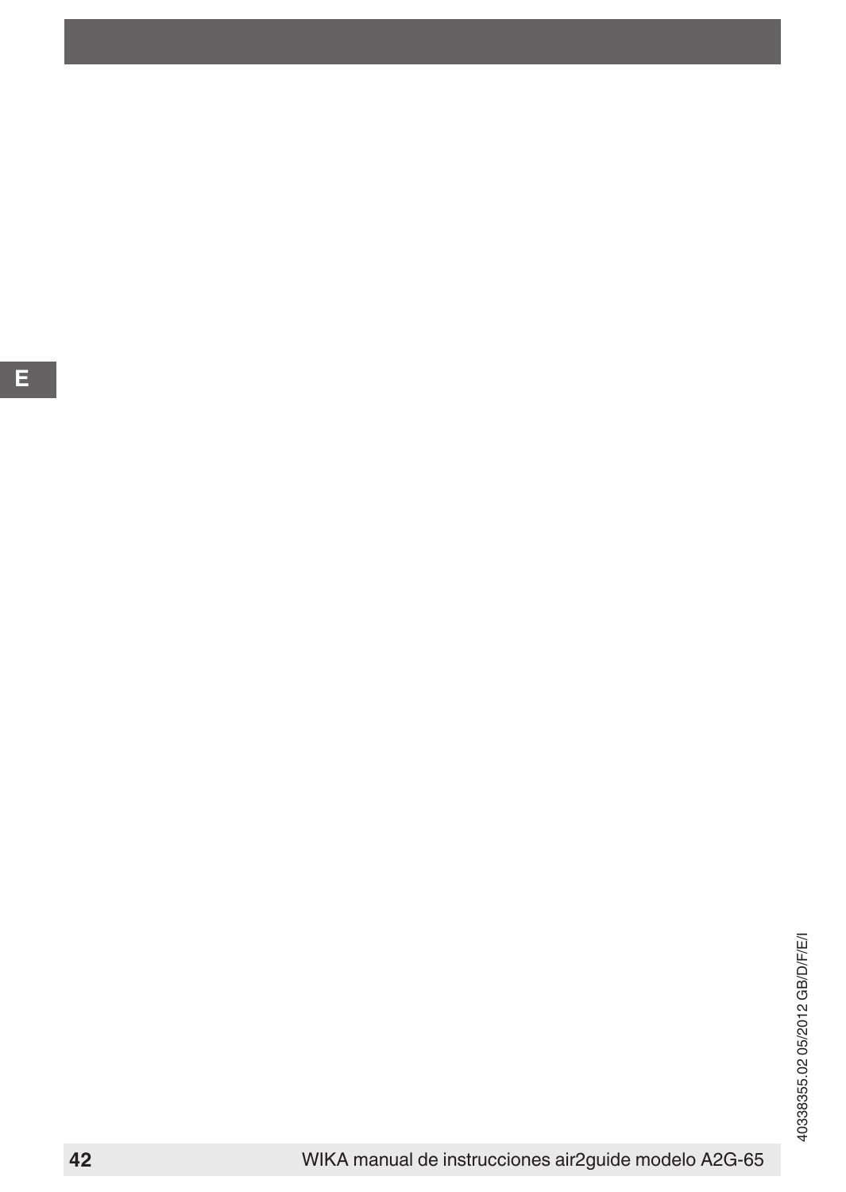40338355.02 05/2012 GB/D/F/E/I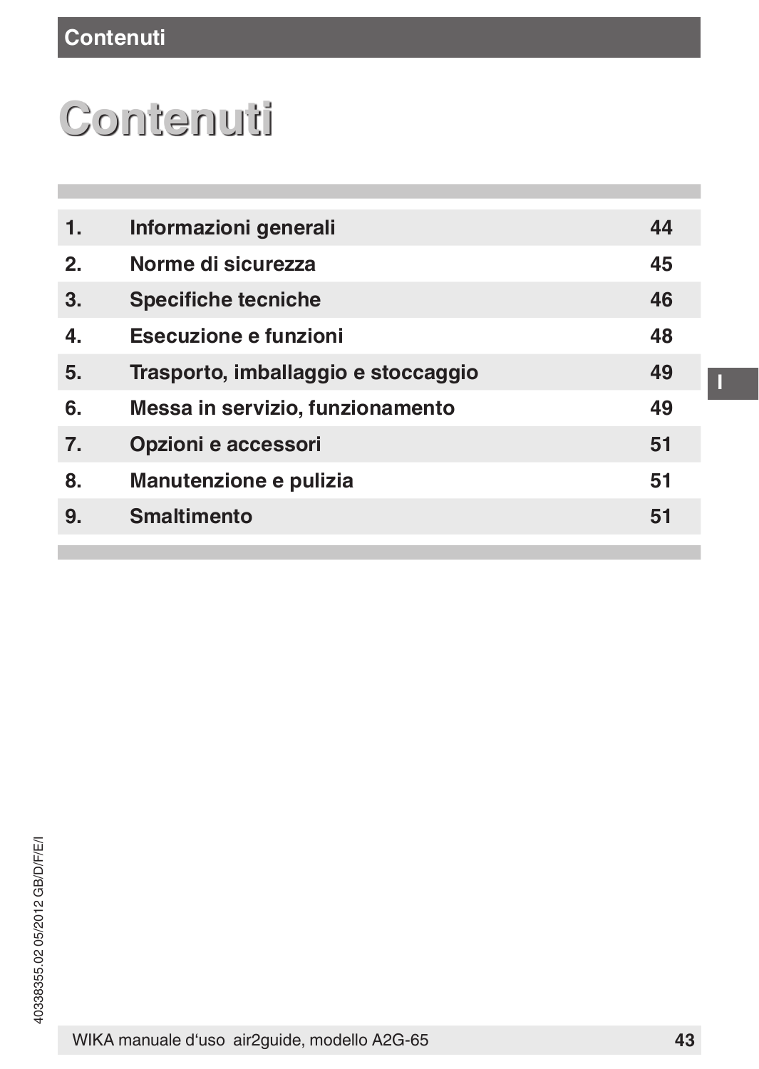# Contenuti

| | | |
|---|---|---|
| 1. | Informazioni generali | 44 |
| 2. | Norme di sicurezza | 45 |
| 3. | Specifiche tecniche | 46 |
| 4. | Esecuzione e funzioni | 48 |
| 5. | Trasporto, imballaggio e stoccaggio | 49 |
| 6. | Messa in servizio, funzionamento | 49 |
| 7. | Opzioni e accessori | 51 |
| 8. | Manutenzione e pulizia | 51 |
| 9. | Smaltimento | 51 |

40338355.02 05/2012 GB/D/F/E/I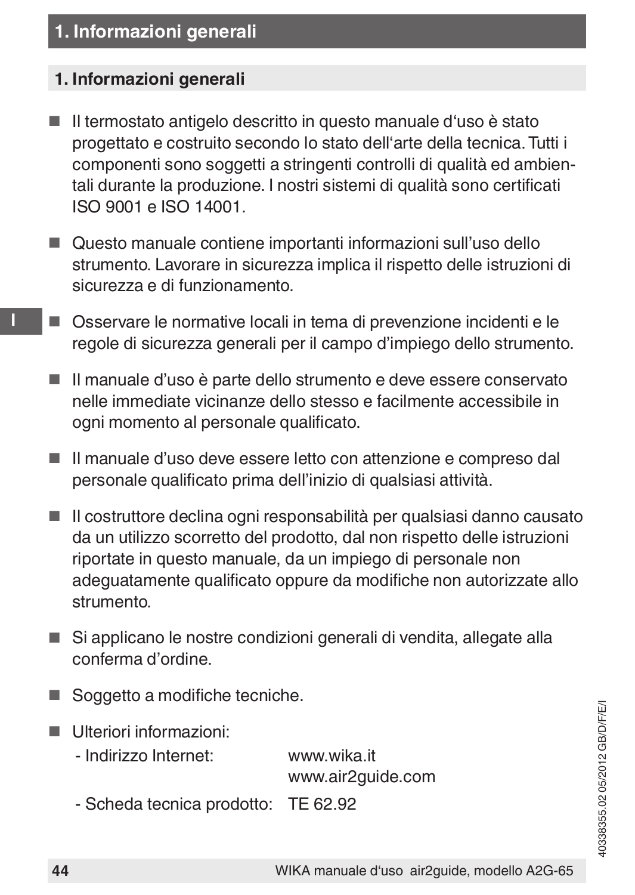## 1. Informazioni generali

- Il termostato antigelo descritto in questo manuale d'uso è stato progettato e costruito secondo lo stato dell'arte della tecnica. Tutti i componenti sono soggetti a stringenti controlli di qualità ed ambientali durante la produzione. I nostri sistemi di qualità sono certificati ISO 9001 e ISO 14001.

- Questo manuale contiene importanti informazioni sull'uso dello strumento. Lavorare in sicurezza implica il rispetto delle istruzioni di sicurezza e di funzionamento.

- Osservare le normative locali in tema di prevenzione incidenti e le regole di sicurezza generali per il campo d'impiego dello strumento.

- Il manuale d'uso è parte dello strumento e deve essere conservato nelle immediate vicinanze dello stesso e facilmente accessibile in ogni momento al personale qualificato.

- Il manuale d'uso deve essere letto con attenzione e compreso dal personale qualificato prima dell'inizio di qualsiasi attività.

- Il costruttore declina ogni responsabilità per qualsiasi danno causato da un utilizzo scorretto del prodotto, dal non rispetto delle istruzioni riportate in questo manuale, da un impiego di personale non adeguatamente qualificato oppure da modifiche non autorizzate allo strumento.

- Si applicano le nostre condizioni generali di vendita, allegate alla conferma d'ordine.

- Soggetto a modifiche tecniche.

- Ulteriori informazioni:
  - Indirizzo Internet: www.wika.it, www.air2guide.com
  - Scheda tecnica prodotto: TE 62.92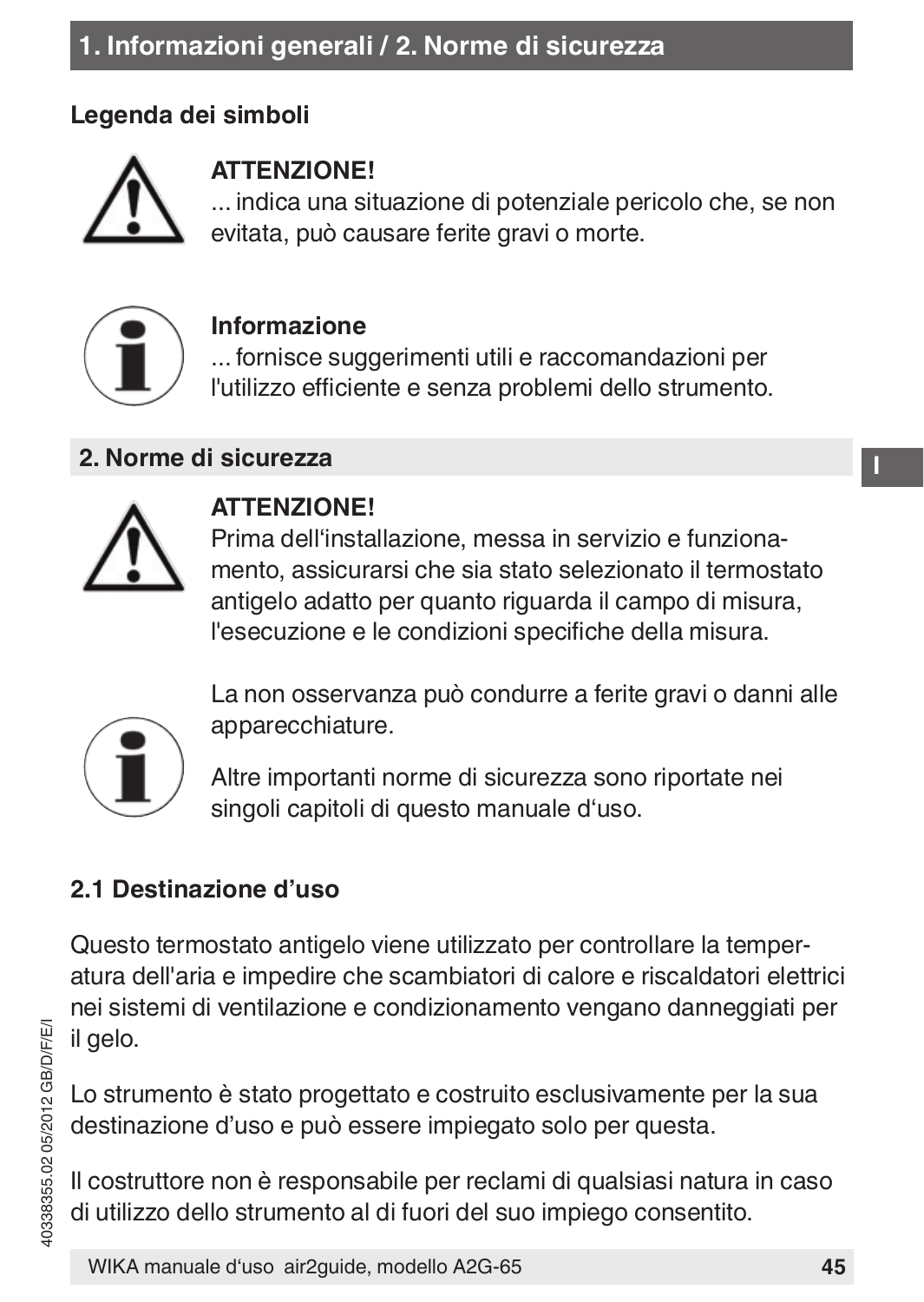# 1. Informazioni generali / 2. Norme di sicurezza

### Legenda dei simboli

**ATTENZIONE!**
... indica una situazione di potenziale pericolo che, se non evitata, può causare ferite gravi o morte.

**Informazione**
... fornisce suggerimenti utili e raccomandazioni per l'utilizzo efficiente e senza problemi dello strumento.

## 2. Norme di sicurezza

**ATTENZIONE!**
Prima dell'installazione, messa in servizio e funzionamento, assicurarsi che sia stato selezionato il termostato antigelo adatto per quanto riguarda il campo di misura, l'esecuzione e le condizioni specifiche della misura.

La non osservanza può condurre a ferite gravi o danni alle apparecchiature.

Altre importanti norme di sicurezza sono riportate nei singoli capitoli di questo manuale d'uso.

### 2.1 Destinazione d'uso

Questo termostato antigelo viene utilizzato per controllare la temperatura dell'aria e impedire che scambiatori di calore e riscaldatori elettrici nei sistemi di ventilazione e condizionamento vengano danneggiati per il gelo.

Lo strumento è stato progettato e costruito esclusivamente per la sua destinazione d'uso e può essere impiegato solo per questa.

Il costruttore non è responsabile per reclami di qualsiasi natura in caso di utilizzo dello strumento al di fuori del suo impiego consentito.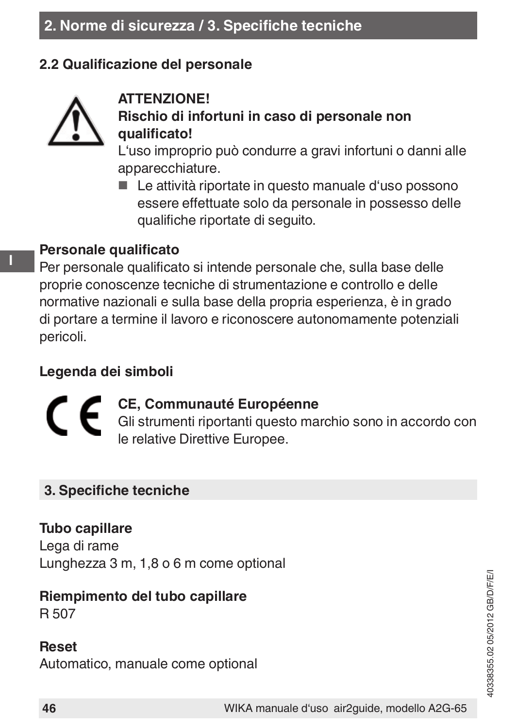## 2.2 Qualificazione del personale

**ATTENZIONE!**
**Rischio di infortuni in caso di personale non qualificato!**
L'uso improprio può condurre a gravi infortuni o danni alle apparecchiature.

- Le attività riportate in questo manuale d'uso possono essere effettuate solo da personale in possesso delle qualifiche riportate di seguito.

**Personale qualificato**
Per personale qualificato si intende personale che, sulla base delle proprie conoscenze tecniche di strumentazione e controllo e delle normative nazionali e sulla base della propria esperienza, è in grado di portare a termine il lavoro e riconoscere autonomamente potenziali pericoli.

**Legenda dei simboli**

**CE, Communauté Européenne**
Gli strumenti riportanti questo marchio sono in accordo con le relative Direttive Europee.

## 3. Specifiche tecniche

**Tubo capillare**
Lega di rame
Lunghezza 3 m, 1,8 o 6 m come optional

**Riempimento del tubo capillare**
R 507

**Reset**
Automatico, manuale come optional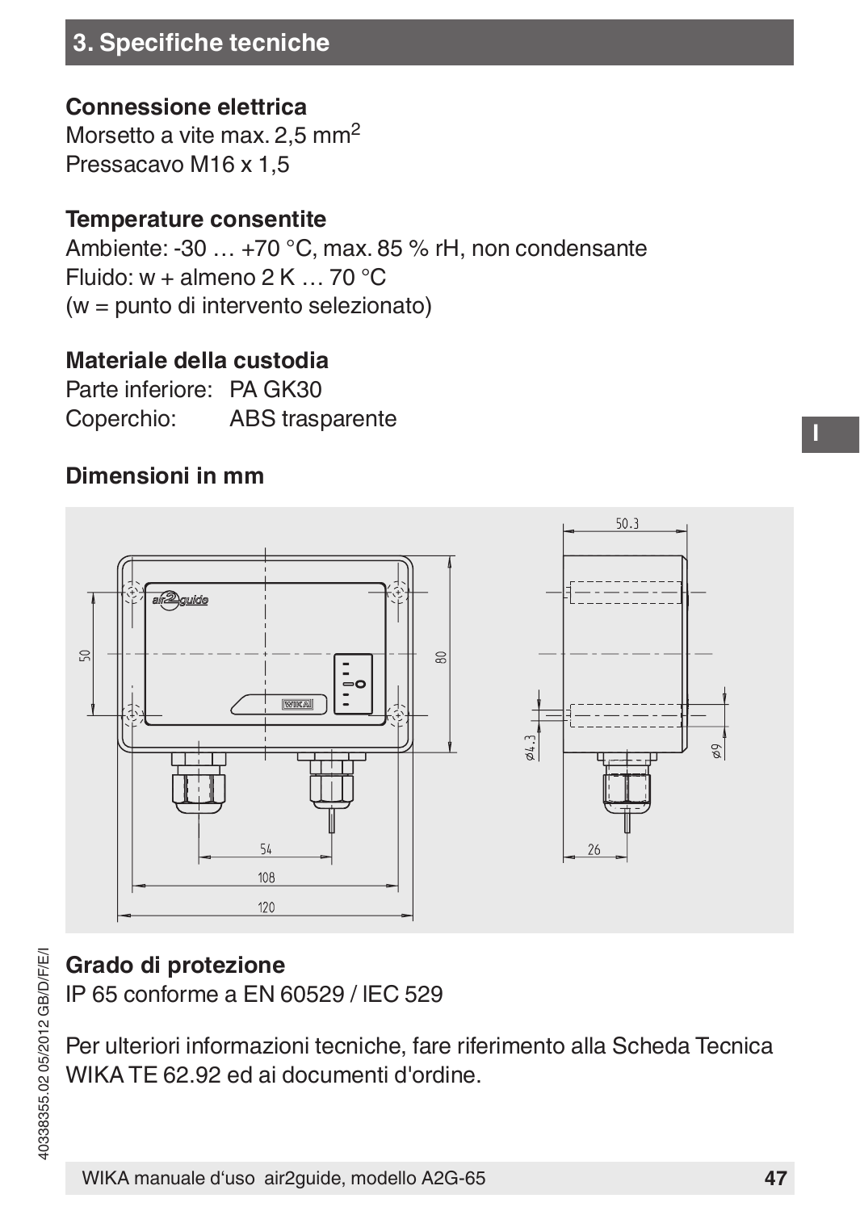## 3. Specifiche tecniche

**Connessione elettrica**
Morsetto a vite max. 2,5 mm$^2$
Pressacavo M16 x 1,5

**Temperature consentite**
Ambiente: -30 … +70 °C, max. 85 % rH, non condensante
Fluido: w + almeno 2 K … 70 °C
(w = punto di intervento selezionato)

**Materiale della custodia**
Parte inferiore: PA GK30
Coperchio: ABS trasparente

**Dimensioni in mm**

**Grado di protezione**
IP 65 conforme a EN 60529 / lEC 529

Per ulteriori informazioni tecniche, fare riferimento alla Scheda Tecnica WIKA TE 62.92 ed ai documenti d'ordine.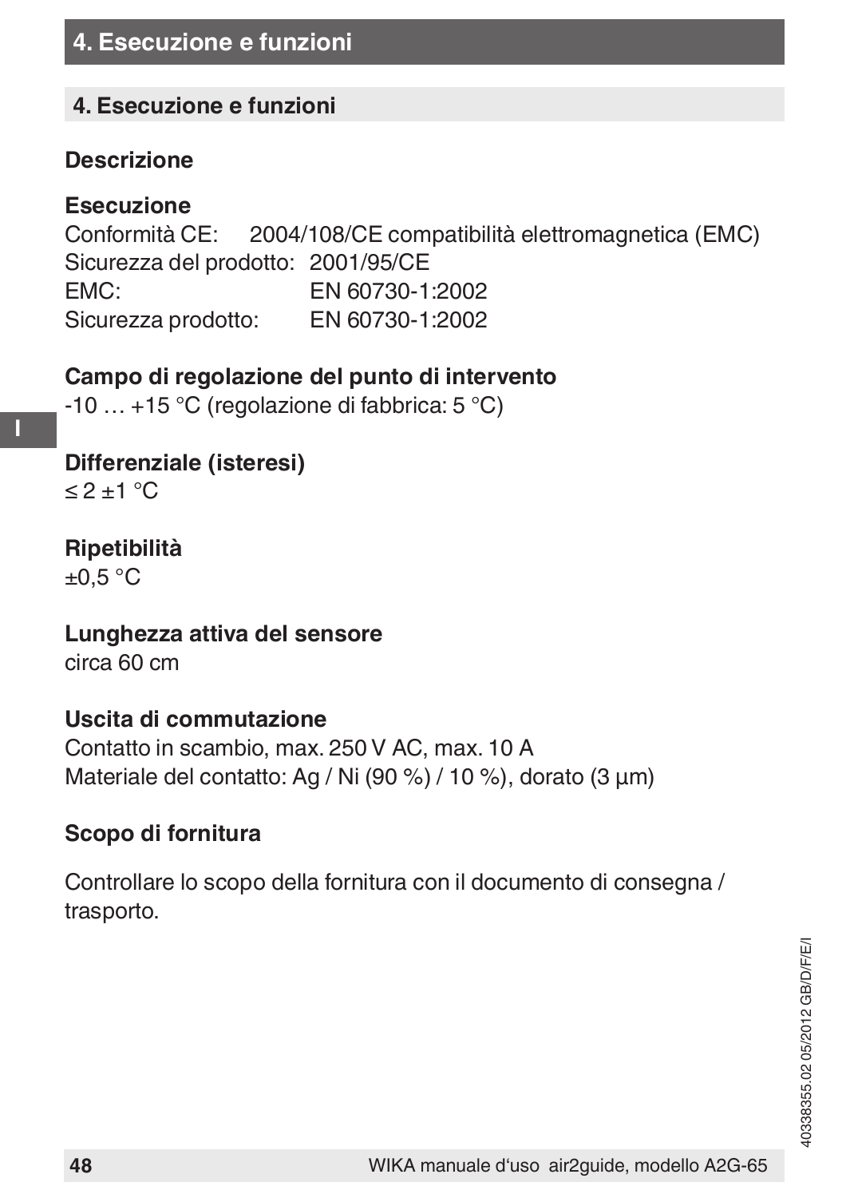## 4. Esecuzione e funzioni

### Descrizione

**Esecuzione**

Conformità CE: 2004/108/CE compatibilità elettromagnetica (EMC)
Sicurezza del prodotto: 2001/95/CE
EMC: EN 60730-1:2002
Sicurezza prodotto: EN 60730-1:2002

**Campo di regolazione del punto di intervento**

-10 … +15 °C (regolazione di fabbrica: 5 °C)

**Differenziale (isteresi)**

≤ 2 ±1 °C

**Ripetibilità**

±0,5 °C

**Lunghezza attiva del sensore**

circa 60 cm

**Uscita di commutazione**

Contatto in scambio, max. 250 V AC, max. 10 A
Materiale del contatto: Ag / Ni (90 %) / 10 %), dorato (3 µm)

**Scopo di fornitura**

Controllare lo scopo della fornitura con il documento di consegna / trasporto.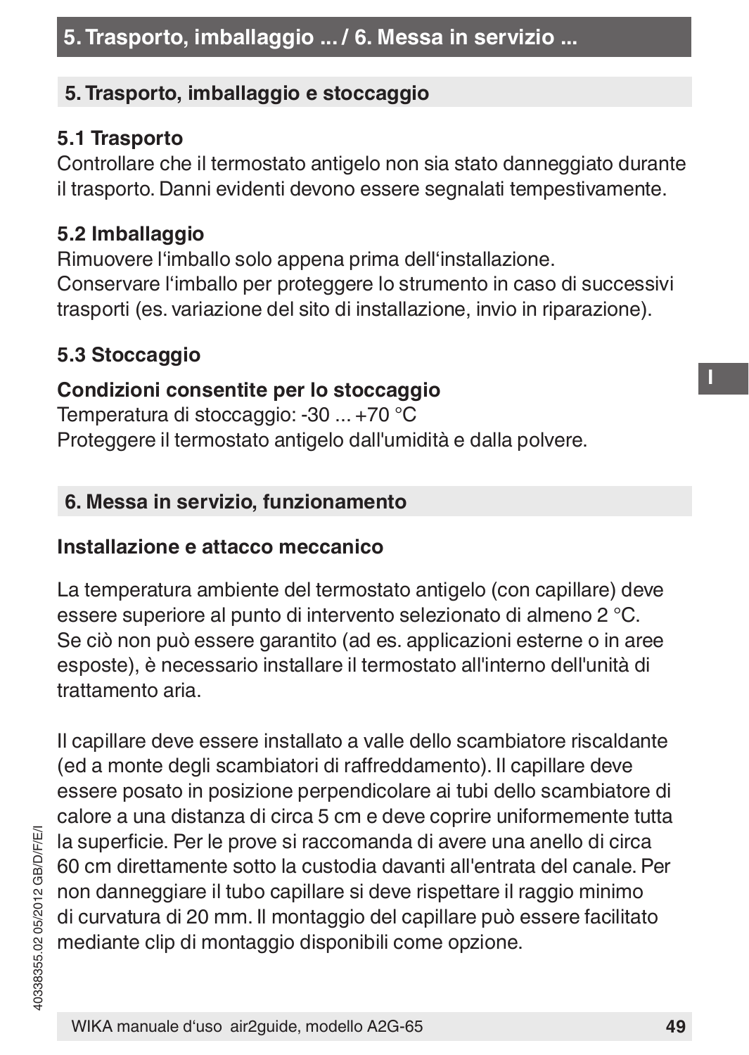## 5. Trasporto, imballaggio e stoccaggio

### 5.1 Trasporto

Controllare che il termostato antigelo non sia stato danneggiato durante il trasporto. Danni evidenti devono essere segnalati tempestivamente.

### 5.2 Imballaggio

Rimuovere l‘imballo solo appena prima dell‘installazione.
Conservare l‘imballo per proteggere lo strumento in caso di successivi trasporti (es. variazione del sito di installazione, invio in riparazione).

### 5.3 Stoccaggio

**Condizioni consentite per lo stoccaggio**

Temperatura di stoccaggio: -30 ... +70 °C
Proteggere il termostato antigelo dall'umidità e dalla polvere.

## 6. Messa in servizio, funzionamento

### Installazione e attacco meccanico

La temperatura ambiente del termostato antigelo (con capillare) deve essere superiore al punto di intervento selezionato di almeno 2 °C. Se ciò non può essere garantito (ad es. applicazioni esterne o in aree esposte), è necessario installare il termostato all'interno dell'unità di trattamento aria.

Il capillare deve essere installato a valle dello scambiatore riscaldante (ed a monte degli scambiatori di raffreddamento). Il capillare deve essere posato in posizione perpendicolare ai tubi dello scambiatore di calore a una distanza di circa 5 cm e deve coprire uniformemente tutta la superficie. Per le prove si raccomanda di avere una anello di circa 60 cm direttamente sotto la custodia davanti all'entrata del canale. Per non danneggiare il tubo capillare si deve rispettare il raggio minimo di curvatura di 20 mm. Il montaggio del capillare può essere facilitato mediante clip di montaggio disponibili come opzione.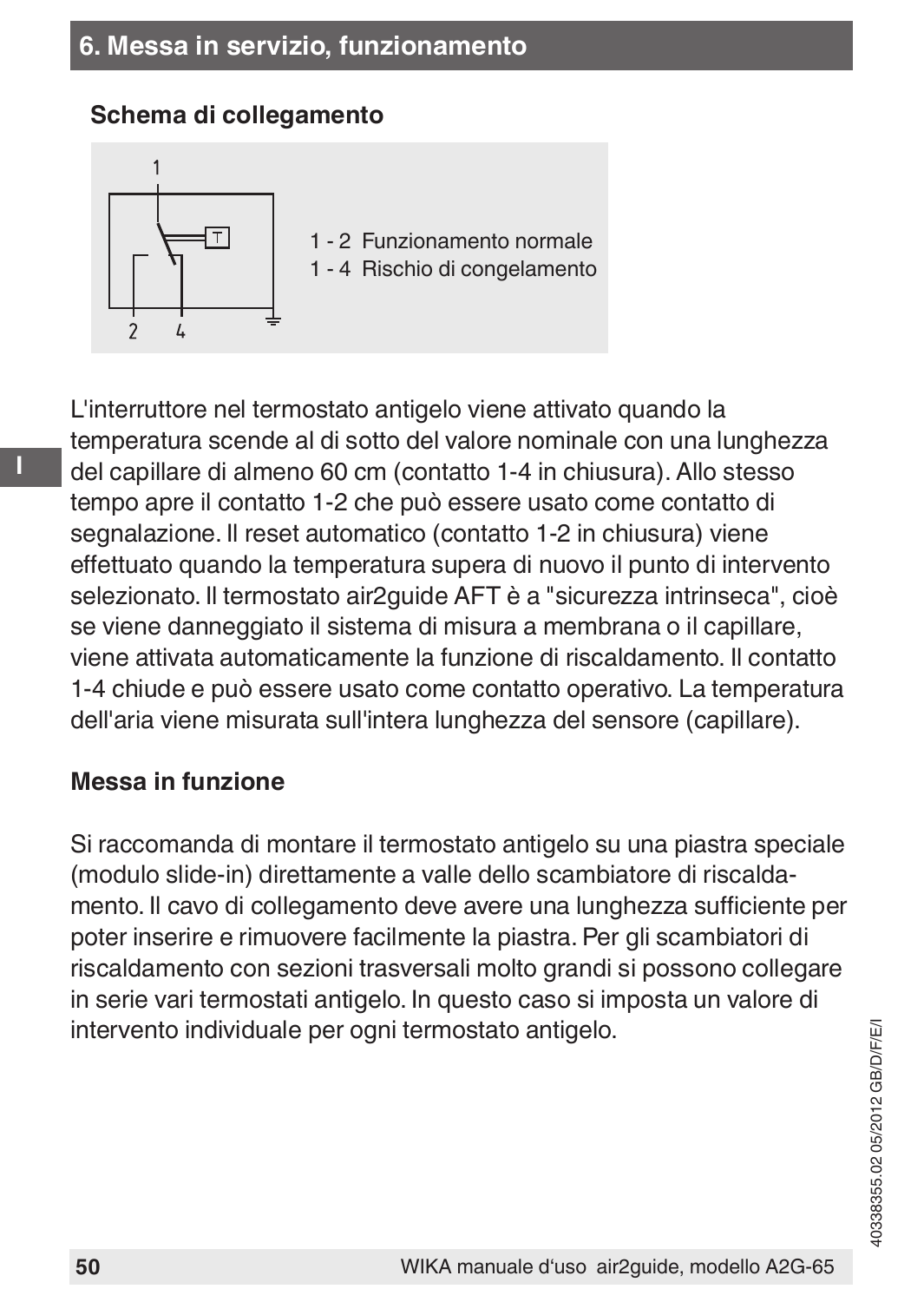## 6. Messa in servizio, funzionamento

### Schema di collegamento

1 - 2 Funzionamento normale
1 - 4 Rischio di congelamento

L'interruttore nel termostato antigelo viene attivato quando la temperatura scende al di sotto del valore nominale con una lunghezza del capillare di almeno 60 cm (contatto 1-4 in chiusura). Allo stesso tempo apre il contatto 1-2 che può essere usato come contatto di segnalazione. Il reset automatico (contatto 1-2 in chiusura) viene effettuato quando la temperatura supera di nuovo il punto di intervento selezionato. Il termostato air2guide AFT è a "sicurezza intrinseca", cioè se viene danneggiato il sistema di misura a membrana o il capillare, viene attivata automaticamente la funzione di riscaldamento. Il contatto 1-4 chiude e può essere usato come contatto operativo. La temperatura dell'aria viene misurata sull'intera lunghezza del sensore (capillare).

### Messa in funzione

Si raccomanda di montare il termostato antigelo su una piastra speciale (modulo slide-in) direttamente a valle dello scambiatore di riscaldamento. Il cavo di collegamento deve avere una lunghezza sufficiente per poter inserire e rimuovere facilmente la piastra. Per gli scambiatori di riscaldamento con sezioni trasversali molto grandi si possono collegare in serie vari termostati antigelo. In questo caso si imposta un valore di intervento individuale per ogni termostato antigelo.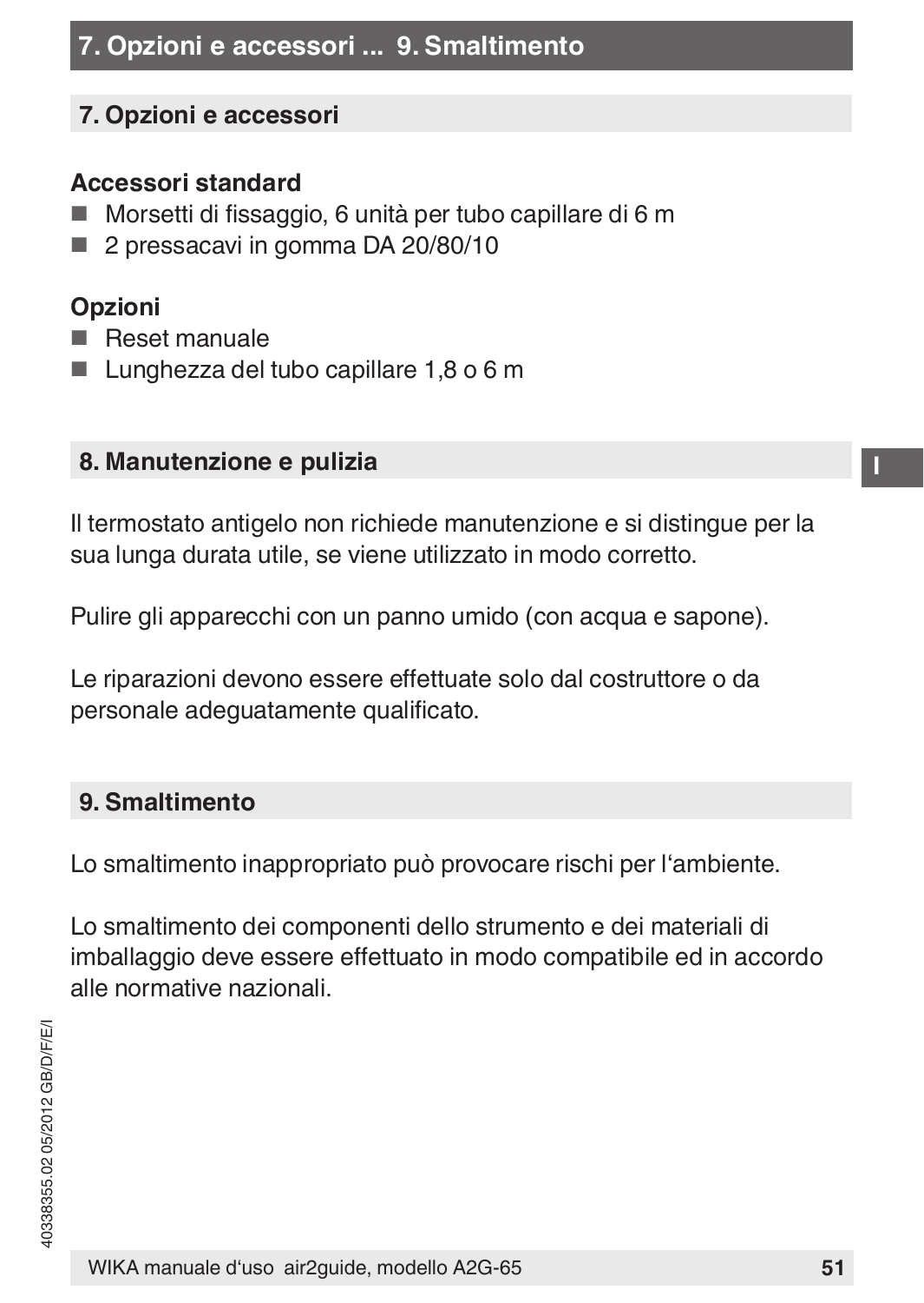## 7. Opzioni e accessori

### Accessori standard

- Morsetti di fissaggio, 6 unità per tubo capillare di 6 m
- 2 pressacavi in gomma DA 20/80/10

### Opzioni

- Reset manuale
- Lunghezza del tubo capillare 1,8 o 6 m

## 8. Manutenzione e pulizia

Il termostato antigelo non richiede manutenzione e si distingue per la sua lunga durata utile, se viene utilizzato in modo corretto.

Pulire gli apparecchi con un panno umido (con acqua e sapone).

Le riparazioni devono essere effettuate solo dal costruttore o da personale adeguatamente qualificato.

## 9. Smaltimento

Lo smaltimento inappropriato può provocare rischi per l'ambiente.

Lo smaltimento dei componenti dello strumento e dei materiali di imballaggio deve essere effettuato in modo compatibile ed in accordo alle normative nazionali.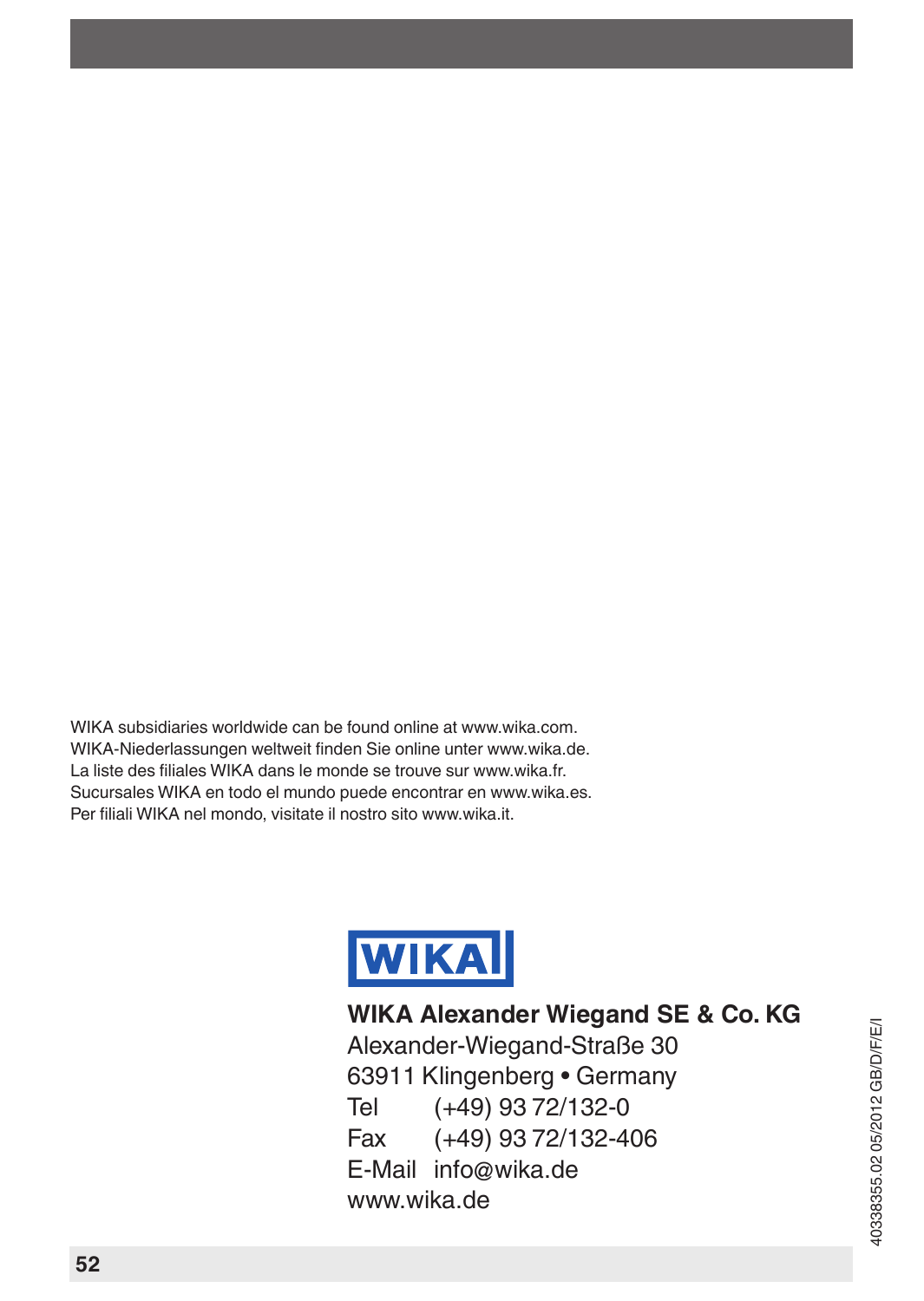WIKA subsidiaries worldwide can be found online at www.wika.com.
WIKA-Niederlassungen weltweit finden Sie online unter www.wika.de.
La liste des filiales WIKA dans le monde se trouve sur www.wika.fr.
Sucursales WIKA en todo el mundo puede encontrar en www.wika.es.
Per filiali WIKA nel mondo, visitate il nostro sito www.wika.it.

WIKA

**WIKA Alexander Wiegand SE & Co. KG**
Alexander-Wiegand-Straße 30
63911 Klingenberg • Germany
Tel (+49) 93 72/132-0
Fax (+49) 93 72/132-406
E-Mail info@wika.de
www.wika.de

40338355.02 05/2012 GB/D/F/E/I